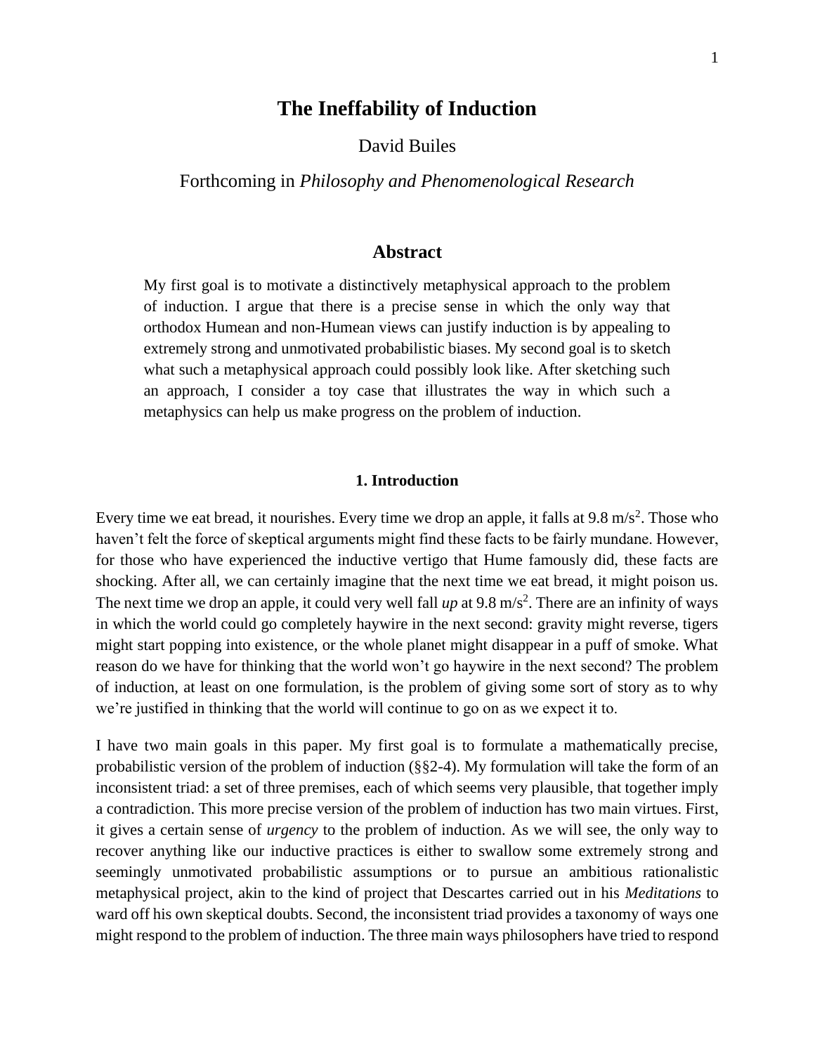# The Ineffability of Induction

David Builes

Forthcoming in *Philosophy and Phenomenological Research*

## Abstract

My first goal is to motivate a distinctively metaphysical approach to the problem of induction. I argue that there is a precise sense in which the only way that orthodox Humean and non-Humean views can justify induction is by appealing to extremely strong and unmotivated probabilistic biases. My second goal is to sketch what such a metaphysical approach could possibly look like. After sketching such an approach, I consider a toy case that illustrates the way in which such a metaphysics can help us make progress on the problem of induction.

## 1. Introduction

Every time we eat bread, it nourishes. Every time we drop an apple, it falls at 9.8 $m/s^2$. Those who haven't felt the force of skeptical arguments might find these facts to be fairly mundane. However, for those who have experienced the inductive vertigo that Hume famously did, these facts are shocking. After all, we can certainly imagine that the next time we eat bread, it might poison us. The next time we drop an apple, it could very well fall *up* at 9.8 $m/s^2$. There are an infinity of ways in which the world could go completely haywire in the next second: gravity might reverse, tigers might start popping into existence, or the whole planet might disappear in a puff of smoke. What reason do we have for thinking that the world won't go haywire in the next second? The problem of induction, at least on one formulation, is the problem of giving some sort of story as to why we're justified in thinking that the world will continue to go on as we expect it to.

I have two main goals in this paper. My first goal is to formulate a mathematically precise, probabilistic version of the problem of induction (§§2-4). My formulation will take the form of an inconsistent triad: a set of three premises, each of which seems very plausible, that together imply a contradiction. This more precise version of the problem of induction has two main virtues. First, it gives a certain sense of *urgency* to the problem of induction. As we will see, the only way to recover anything like our inductive practices is either to swallow some extremely strong and seemingly unmotivated probabilistic assumptions or to pursue an ambitious rationalistic metaphysical project, akin to the kind of project that Descartes carried out in his *Meditations* to ward off his own skeptical doubts. Second, the inconsistent triad provides a taxonomy of ways one might respond to the problem of induction. The three main ways philosophers have tried to respond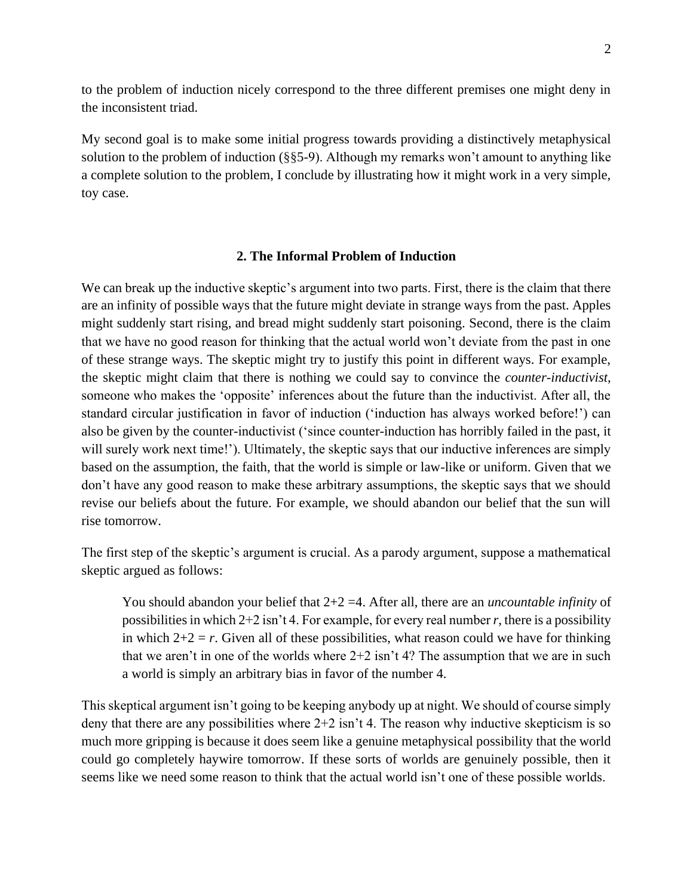to the problem of induction nicely correspond to the three different premises one might deny in the inconsistent triad.

My second goal is to make some initial progress towards providing a distinctively metaphysical solution to the problem of induction (§§5-9). Although my remarks won't amount to anything like a complete solution to the problem, I conclude by illustrating how it might work in a very simple, toy case.

## 2. The Informal Problem of Induction

We can break up the inductive skeptic's argument into two parts. First, there is the claim that there are an infinity of possible ways that the future might deviate in strange ways from the past. Apples might suddenly start rising, and bread might suddenly start poisoning. Second, there is the claim that we have no good reason for thinking that the actual world won't deviate from the past in one of these strange ways. The skeptic might try to justify this point in different ways. For example, the skeptic might claim that there is nothing we could say to convince the *counter-inductivist*, someone who makes the 'opposite' inferences about the future than the inductivist. After all, the standard circular justification in favor of induction ('induction has always worked before!') can also be given by the counter-inductivist ('since counter-induction has horribly failed in the past, it will surely work next time!'). Ultimately, the skeptic says that our inductive inferences are simply based on the assumption, the faith, that the world is simple or law-like or uniform. Given that we don't have any good reason to make these arbitrary assumptions, the skeptic says that we should revise our beliefs about the future. For example, we should abandon our belief that the sun will rise tomorrow.

The first step of the skeptic's argument is crucial. As a parody argument, suppose a mathematical skeptic argued as follows:

> You should abandon your belief that 2+2 =4. After all, there are an *uncountable infinity* of possibilities in which 2+2 isn't 4. For example, for every real number *r*, there is a possibility in which 2+2 = *r*. Given all of these possibilities, what reason could we have for thinking that we aren't in one of the worlds where 2+2 isn't 4? The assumption that we are in such a world is simply an arbitrary bias in favor of the number 4.

This skeptical argument isn't going to be keeping anybody up at night. We should of course simply deny that there are any possibilities where 2+2 isn't 4. The reason why inductive skepticism is so much more gripping is because it does seem like a genuine metaphysical possibility that the world could go completely haywire tomorrow. If these sorts of worlds are genuinely possible, then it seems like we need some reason to think that the actual world isn't one of these possible worlds.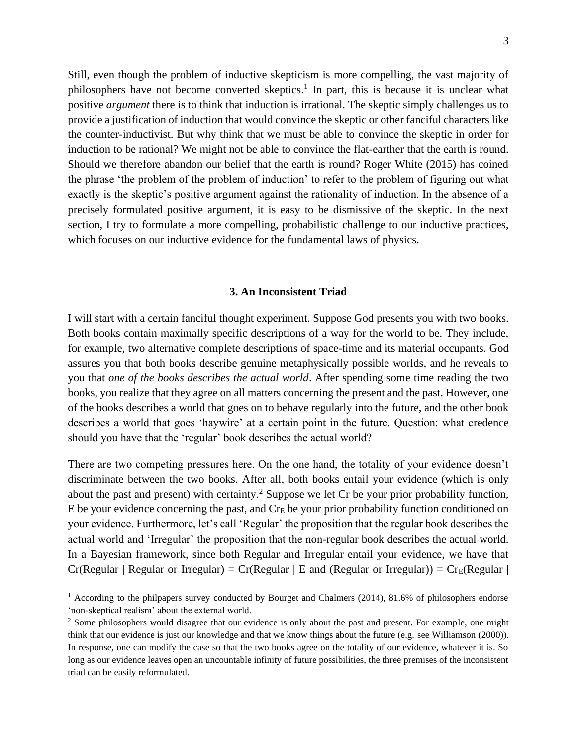Still, even though the problem of inductive skepticism is more compelling, the vast majority of philosophers have not become converted skeptics.[1] In part, this is because it is unclear what positive *argument* there is to think that induction is irrational. The skeptic simply challenges us to provide a justification of induction that would convince the skeptic or other fanciful characters like the counter-inductivist. But why think that we must be able to convince the skeptic in order for induction to be rational? We might not be able to convince the flat-earther that the earth is round. Should we therefore abandon our belief that the earth is round? Roger White (2015) has coined the phrase 'the problem of the problem of induction' to refer to the problem of figuring out what exactly is the skeptic's positive argument against the rationality of induction. In the absence of a precisely formulated positive argument, it is easy to be dismissive of the skeptic. In the next section, I try to formulate a more compelling, probabilistic challenge to our inductive practices, which focuses on our inductive evidence for the fundamental laws of physics.

### 3. An Inconsistent Triad

I will start with a certain fanciful thought experiment. Suppose God presents you with two books. Both books contain maximally specific descriptions of a way for the world to be. They include, for example, two alternative complete descriptions of space-time and its material occupants. God assures you that both books describe genuine metaphysically possible worlds, and he reveals to you that *one of the books describes the actual world*. After spending some time reading the two books, you realize that they agree on all matters concerning the present and the past. However, one of the books describes a world that goes on to behave regularly into the future, and the other book describes a world that goes 'haywire' at a certain point in the future. Question: what credence should you have that the 'regular' book describes the actual world?

There are two competing pressures here. On the one hand, the totality of your evidence doesn't discriminate between the two books. After all, both books entail your evidence (which is only about the past and present) with certainty.[2] Suppose we let Cr be your prior probability function, E be your evidence concerning the past, and $Cr_E$ be your prior probability function conditioned on your evidence. Furthermore, let's call 'Regular' the proposition that the regular book describes the actual world and 'Irregular' the proposition that the non-regular book describes the actual world. In a Bayesian framework, since both Regular and Irregular entail your evidence, we have that Cr(Regular | Regular or Irregular) = Cr(Regular | E and (Regular or Irregular)) = $Cr_E$(Regular |

[1] According to the philpapers survey conducted by Bourget and Chalmers (2014), 81.6% of philosophers endorse 'non-skeptical realism' about the external world.

[2] Some philosophers would disagree that our evidence is only about the past and present. For example, one might think that our evidence is just our knowledge and that we know things about the future (e.g. see Williamson (2000)). In response, one can modify the case so that the two books agree on the totality of our evidence, whatever it is. So long as our evidence leaves open an uncountable infinity of future possibilities, the three premises of the inconsistent triad can be easily reformulated.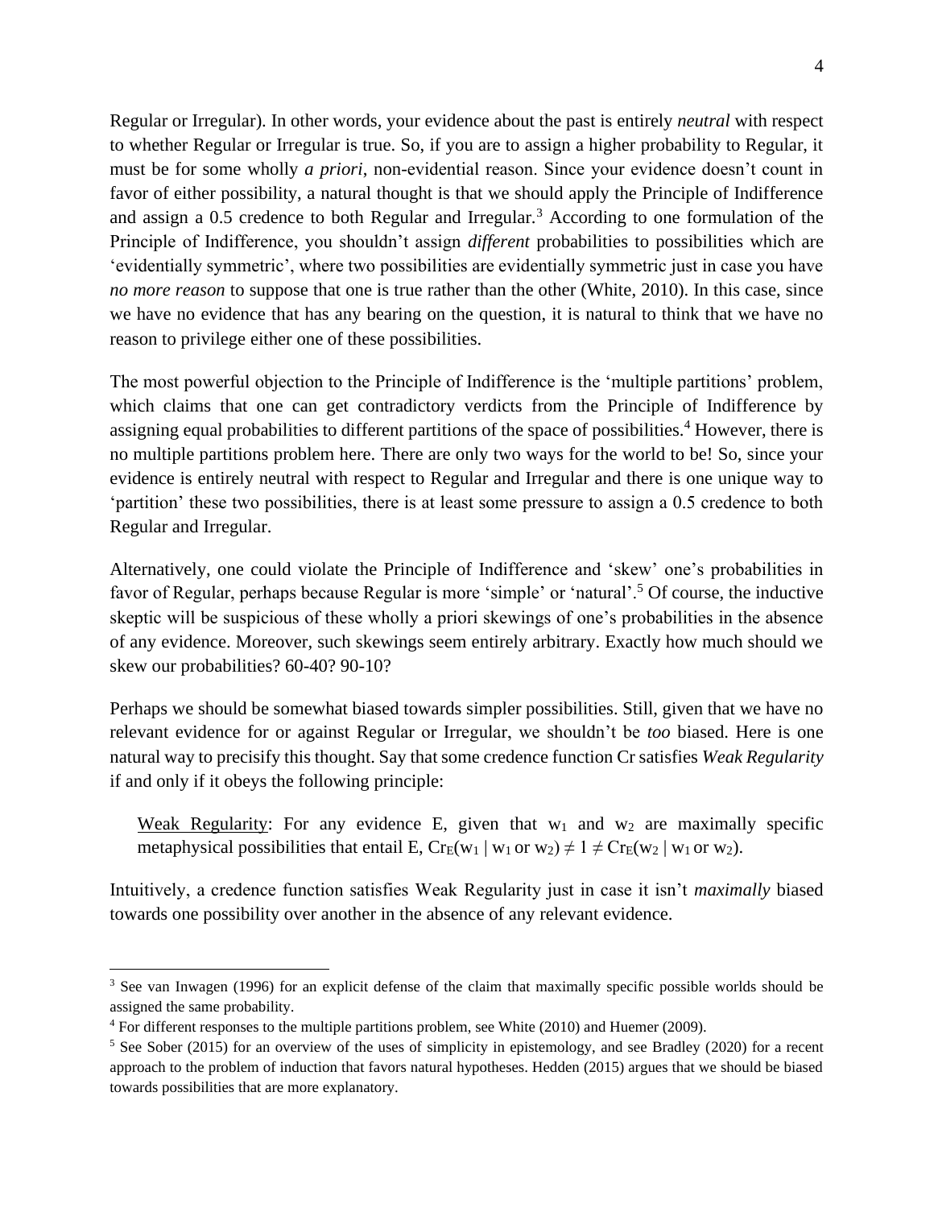Regular or Irregular). In other words, your evidence about the past is entirely *neutral* with respect to whether Regular or Irregular is true. So, if you are to assign a higher probability to Regular, it must be for some wholly *a priori*, non-evidential reason. Since your evidence doesn't count in favor of either possibility, a natural thought is that we should apply the Principle of Indifference and assign a 0.5 credence to both Regular and Irregular.[3] According to one formulation of the Principle of Indifference, you shouldn't assign *different* probabilities to possibilities which are 'evidentially symmetric', where two possibilities are evidentially symmetric just in case you have *no more reason* to suppose that one is true rather than the other (White, 2010). In this case, since we have no evidence that has any bearing on the question, it is natural to think that we have no reason to privilege either one of these possibilities.

The most powerful objection to the Principle of Indifference is the 'multiple partitions' problem, which claims that one can get contradictory verdicts from the Principle of Indifference by assigning equal probabilities to different partitions of the space of possibilities.[4] However, there is no multiple partitions problem here. There are only two ways for the world to be! So, since your evidence is entirely neutral with respect to Regular and Irregular and there is one unique way to 'partition' these two possibilities, there is at least some pressure to assign a 0.5 credence to both Regular and Irregular.

Alternatively, one could violate the Principle of Indifference and 'skew' one's probabilities in favor of Regular, perhaps because Regular is more 'simple' or 'natural'.[5] Of course, the inductive skeptic will be suspicious of these wholly a priori skewings of one's probabilities in the absence of any evidence. Moreover, such skewings seem entirely arbitrary. Exactly how much should we skew our probabilities? 60-40? 90-10?

Perhaps we should be somewhat biased towards simpler possibilities. Still, given that we have no relevant evidence for or against Regular or Irregular, we shouldn't be *too* biased. Here is one natural way to precisify this thought. Say that some credence function Cr satisfies *Weak Regularity* if and only if it obeys the following principle:

> Weak Regularity: For any evidence E, given that $w_1$ and $w_2$ are maximally specific metaphysical possibilities that entail E, $Cr_E(w_1 \mid w_1 \text{ or } w_2) \neq 1 \neq Cr_E(w_2 \mid w_1 \text{ or } w_2)$.

Intuitively, a credence function satisfies Weak Regularity just in case it isn't *maximally* biased towards one possibility over another in the absence of any relevant evidence.

---

[3] See van Inwagen (1996) for an explicit defense of the claim that maximally specific possible worlds should be assigned the same probability.

[4] For different responses to the multiple partitions problem, see White (2010) and Huemer (2009).

[5] See Sober (2015) for an overview of the uses of simplicity in epistemology, and see Bradley (2020) for a recent approach to the problem of induction that favors natural hypotheses. Hedden (2015) argues that we should be biased towards possibilities that are more explanatory.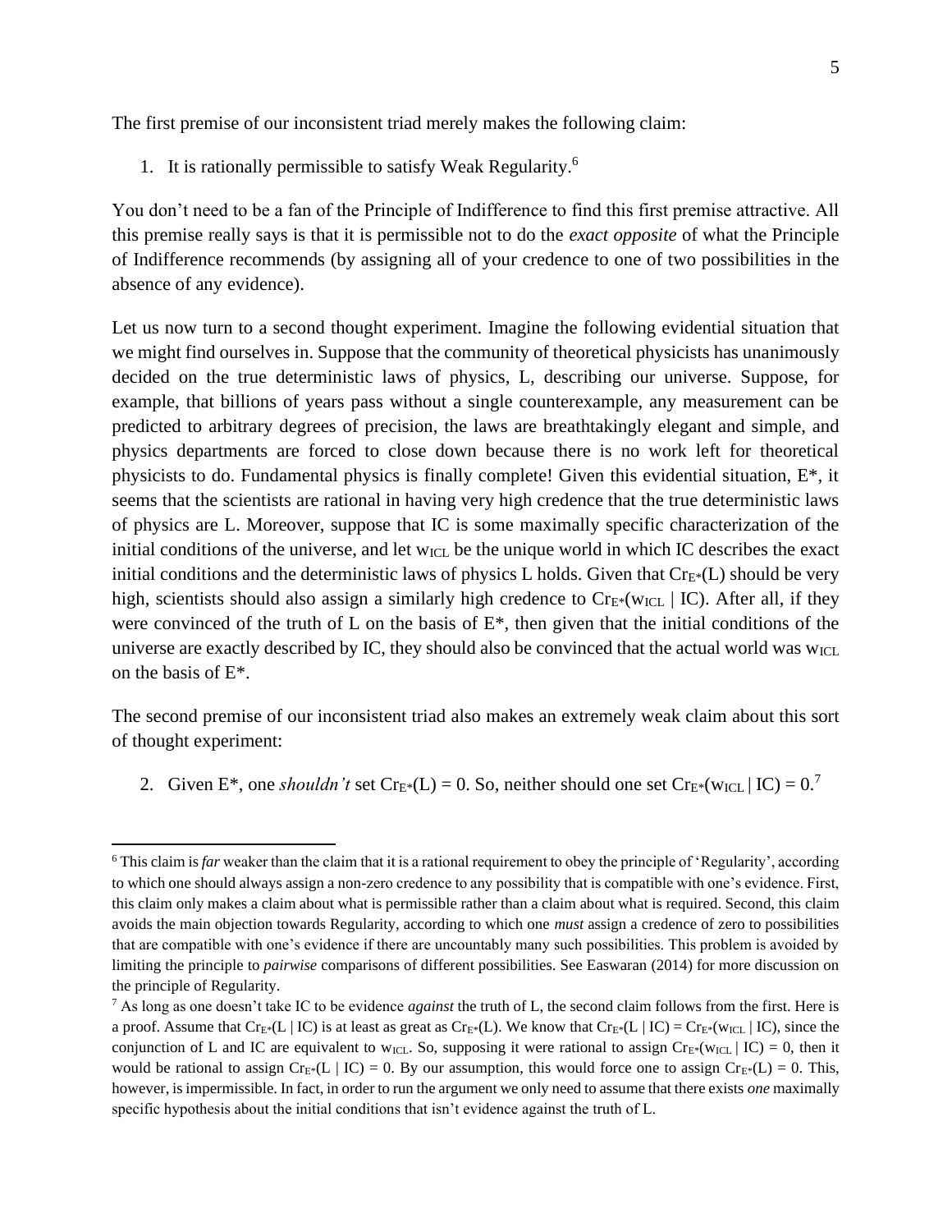The first premise of our inconsistent triad merely makes the following claim:

1. It is rationally permissible to satisfy Weak Regularity.[6]

You don't need to be a fan of the Principle of Indifference to find this first premise attractive. All this premise really says is that it is permissible not to do the *exact opposite* of what the Principle of Indifference recommends (by assigning all of your credence to one of two possibilities in the absence of any evidence).

Let us now turn to a second thought experiment. Imagine the following evidential situation that we might find ourselves in. Suppose that the community of theoretical physicists has unanimously decided on the true deterministic laws of physics, L, describing our universe. Suppose, for example, that billions of years pass without a single counterexample, any measurement can be predicted to arbitrary degrees of precision, the laws are breathtakingly elegant and simple, and physics departments are forced to close down because there is no work left for theoretical physicists to do. Fundamental physics is finally complete! Given this evidential situation, E*, it seems that the scientists are rational in having very high credence that the true deterministic laws of physics are L. Moreover, suppose that IC is some maximally specific characterization of the initial conditions of the universe, and let $w_{ICL}$ be the unique world in which IC describes the exact initial conditions and the deterministic laws of physics L holds. Given that $Cr_{E^*}(L)$ should be very high, scientists should also assign a similarly high credence to $Cr_{E^*}(w_{ICL} \mid IC)$. After all, if they were convinced of the truth of L on the basis of E*, then given that the initial conditions of the universe are exactly described by IC, they should also be convinced that the actual world was $w_{ICL}$ on the basis of E*.

The second premise of our inconsistent triad also makes an extremely weak claim about this sort of thought experiment:

2. Given E*, one *shouldn't* set $Cr_{E^*}(L) = 0$. So, neither should one set $Cr_{E^*}(w_{ICL} \mid IC) = 0$.[7]

---

[6] This claim is *far* weaker than the claim that it is a rational requirement to obey the principle of 'Regularity', according to which one should always assign a non-zero credence to any possibility that is compatible with one's evidence. First, this claim only makes a claim about what is permissible rather than a claim about what is required. Second, this claim avoids the main objection towards Regularity, according to which one *must* assign a credence of zero to possibilities that are compatible with one's evidence if there are uncountably many such possibilities. This problem is avoided by limiting the principle to *pairwise* comparisons of different possibilities. See Easwaran (2014) for more discussion on the principle of Regularity.

[7] As long as one doesn't take IC to be evidence *against* the truth of L, the second claim follows from the first. Here is a proof. Assume that $Cr_{E^*}(L \mid IC)$ is at least as great as $Cr_{E^*}(L)$. We know that $Cr_{E^*}(L \mid IC) = Cr_{E^*}(w_{ICL} \mid IC)$, since the conjunction of L and IC are equivalent to $w_{ICL}$. So, supposing it were rational to assign $Cr_{E^*}(w_{ICL} \mid IC) = 0$, then it would be rational to assign $Cr_{E^*}(L \mid IC) = 0$. By our assumption, this would force one to assign $Cr_{E^*}(L) = 0$. This, however, is impermissible. In fact, in order to run the argument we only need to assume that there exists *one* maximally specific hypothesis about the initial conditions that isn't evidence against the truth of L.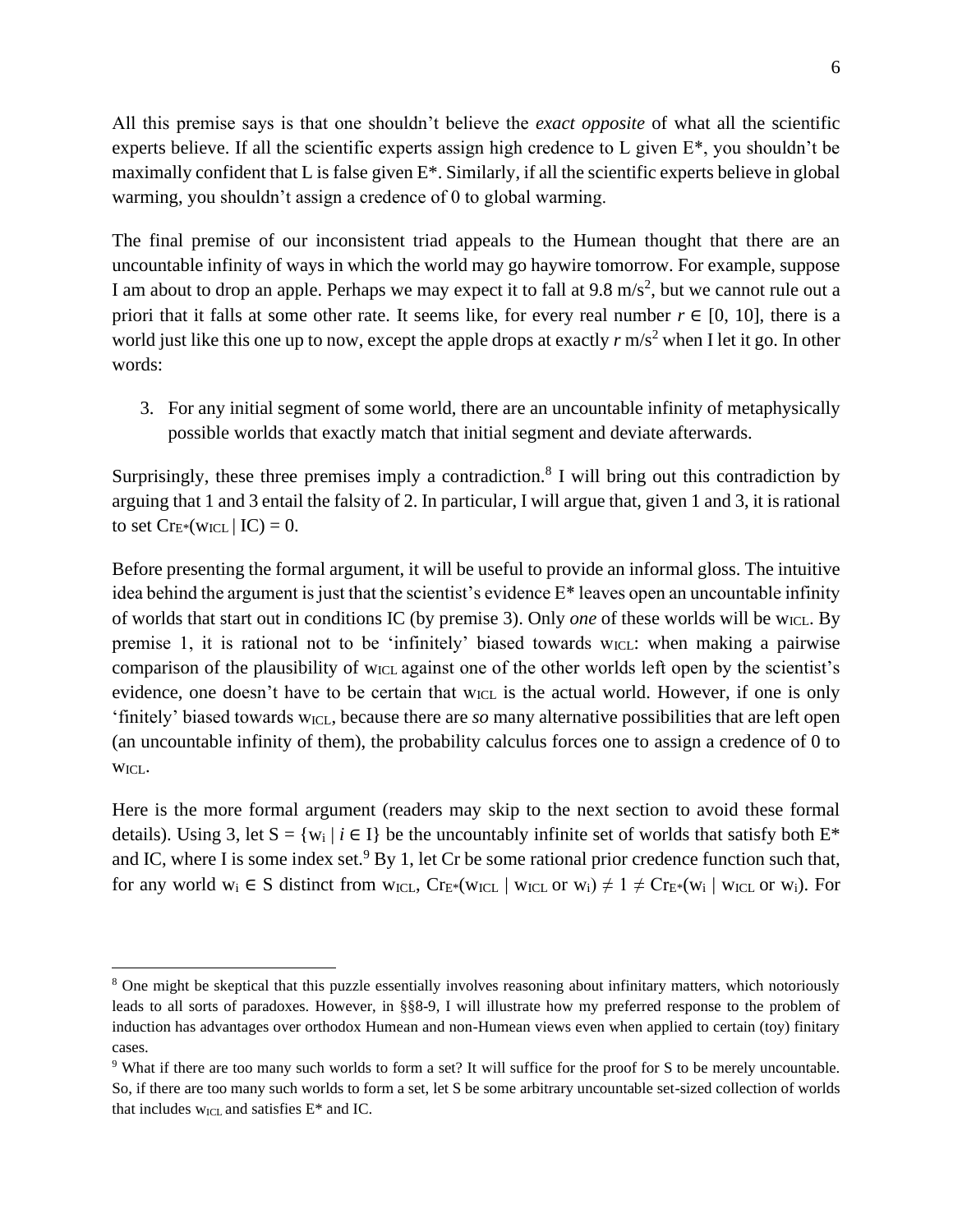All this premise says is that one shouldn't believe the *exact opposite* of what all the scientific experts believe. If all the scientific experts assign high credence to L given E*, you shouldn't be maximally confident that L is false given E*. Similarly, if all the scientific experts believe in global warming, you shouldn't assign a credence of 0 to global warming.

The final premise of our inconsistent triad appeals to the Humean thought that there are an uncountable infinity of ways in which the world may go haywire tomorrow. For example, suppose I am about to drop an apple. Perhaps we may expect it to fall at 9.8 $m/s^2$, but we cannot rule out a priori that it falls at some other rate. It seems like, for every real number $r \in [0, 10]$, there is a world just like this one up to now, except the apple drops at exactly $r$ $m/s^2$ when I let it go. In other words:

3. For any initial segment of some world, there are an uncountable infinity of metaphysically possible worlds that exactly match that initial segment and deviate afterwards.

Surprisingly, these three premises imply a contradiction.[8] I will bring out this contradiction by arguing that 1 and 3 entail the falsity of 2. In particular, I will argue that, given 1 and 3, it is rational to set $Cr_{E^*}(w_{ICL} \mid IC) = 0$.

Before presenting the formal argument, it will be useful to provide an informal gloss. The intuitive idea behind the argument is just that the scientist's evidence E* leaves open an uncountable infinity of worlds that start out in conditions IC (by premise 3). Only *one* of these worlds will be $w_{ICL}$. By premise 1, it is rational not to be 'infinitely' biased towards $w_{ICL}$: when making a pairwise comparison of the plausibility of $w_{ICL}$ against one of the other worlds left open by the scientist's evidence, one doesn't have to be certain that $w_{ICL}$ is the actual world. However, if one is only 'finitely' biased towards $w_{ICL}$, because there are *so* many alternative possibilities that are left open (an uncountable infinity of them), the probability calculus forces one to assign a credence of 0 to $w_{ICL}$.

Here is the more formal argument (readers may skip to the next section to avoid these formal details). Using 3, let $S = \{w_i \mid i \in I\}$ be the uncountably infinite set of worlds that satisfy both E* and IC, where I is some index set.[9] By 1, let Cr be some rational prior credence function such that, for any world $w_i \in S$ distinct from $w_{ICL}$, $Cr_{E^*}(w_{ICL} \mid w_{ICL} \text{ or } w_i) \neq 1 \neq Cr_{E^*}(w_i \mid w_{ICL} \text{ or } w_i)$. For

---

[8] One might be skeptical that this puzzle essentially involves reasoning about infinitary matters, which notoriously leads to all sorts of paradoxes. However, in §§8-9, I will illustrate how my preferred response to the problem of induction has advantages over orthodox Humean and non-Humean views even when applied to certain (toy) finitary cases.

[9] What if there are too many such worlds to form a set? It will suffice for the proof for S to be merely uncountable. So, if there are too many such worlds to form a set, let S be some arbitrary uncountable set-sized collection of worlds that includes $w_{ICL}$ and satisfies E* and IC.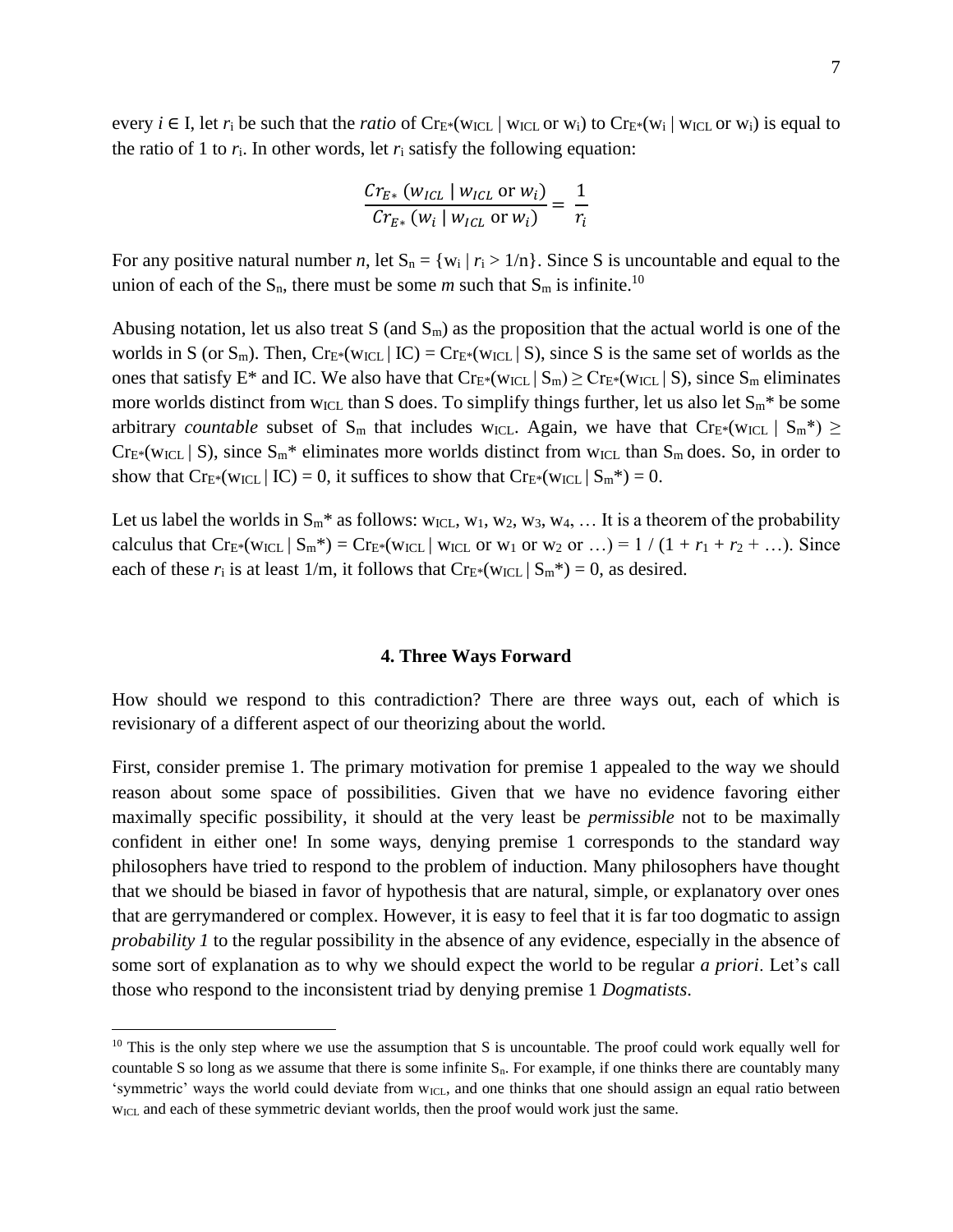every $i \in I$, let $r_i$ be such that the *ratio* of $Cr_{E*}(w_{ICL} \mid w_{ICL} \text{ or } w_i)$ to $Cr_{E*}(w_i \mid w_{ICL} \text{ or } w_i)$ is equal to the ratio of 1 to $r_i$. In other words, let $r_i$ satisfy the following equation:

$$\frac{Cr_{E*}\ (w_{ICL} \mid w_{ICL} \text{ or } w_i)}{Cr_{E*}\ (w_i \mid w_{ICL} \text{ or } w_i)} = \frac{1}{r_i}$$

For any positive natural number *n*, let $S_n = \{w_i \mid r_i > 1/n\}$. Since S is uncountable and equal to the union of each of the $S_n$, there must be some *m* such that $S_m$ is infinite.[10]

Abusing notation, let us also treat S (and $S_m$) as the proposition that the actual world is one of the worlds in S (or $S_m$). Then, $Cr_{E*}(w_{ICL} \mid IC) = Cr_{E*}(w_{ICL} \mid S)$, since S is the same set of worlds as the ones that satisfy E* and IC. We also have that $Cr_{E*}(w_{ICL} \mid S_m) \geq Cr_{E*}(w_{ICL} \mid S)$, since $S_m$ eliminates more worlds distinct from $w_{ICL}$ than S does. To simplify things further, let us also let $S_m$* be some arbitrary *countable* subset of $S_m$ that includes $w_{ICL}$. Again, we have that $Cr_{E*}(w_{ICL} \mid S_m*) \geq Cr_{E*}(w_{ICL} \mid S)$, since $S_m$* eliminates more worlds distinct from $w_{ICL}$ than $S_m$ does. So, in order to show that $Cr_{E*}(w_{ICL} \mid IC) = 0$, it suffices to show that $Cr_{E*}(w_{ICL} \mid S_m*) = 0$.

Let us label the worlds in $S_m$* as follows: $w_{ICL}$, $w_1$, $w_2$, $w_3$, $w_4$, … It is a theorem of the probability calculus that $Cr_{E*}(w_{ICL} \mid S_m*) = Cr_{E*}(w_{ICL} \mid w_{ICL} \text{ or } w_1 \text{ or } w_2 \text{ or } \ldots) = 1 / (1 + r_1 + r_2 + \ldots)$. Since each of these $r_i$ is at least 1/m, it follows that $Cr_{E*}(w_{ICL} \mid S_m*) = 0$, as desired.

## 4. Three Ways Forward

How should we respond to this contradiction? There are three ways out, each of which is revisionary of a different aspect of our theorizing about the world.

First, consider premise 1. The primary motivation for premise 1 appealed to the way we should reason about some space of possibilities. Given that we have no evidence favoring either maximally specific possibility, it should at the very least be *permissible* not to be maximally confident in either one! In some ways, denying premise 1 corresponds to the standard way philosophers have tried to respond to the problem of induction. Many philosophers have thought that we should be biased in favor of hypothesis that are natural, simple, or explanatory over ones that are gerrymandered or complex. However, it is easy to feel that it is far too dogmatic to assign *probability 1* to the regular possibility in the absence of any evidence, especially in the absence of some sort of explanation as to why we should expect the world to be regular *a priori*. Let's call those who respond to the inconsistent triad by denying premise 1 *Dogmatists*.

[10] This is the only step where we use the assumption that S is uncountable. The proof could work equally well for countable S so long as we assume that there is some infinite $S_n$. For example, if one thinks there are countably many 'symmetric' ways the world could deviate from $w_{ICL}$, and one thinks that one should assign an equal ratio between $w_{ICL}$ and each of these symmetric deviant worlds, then the proof would work just the same.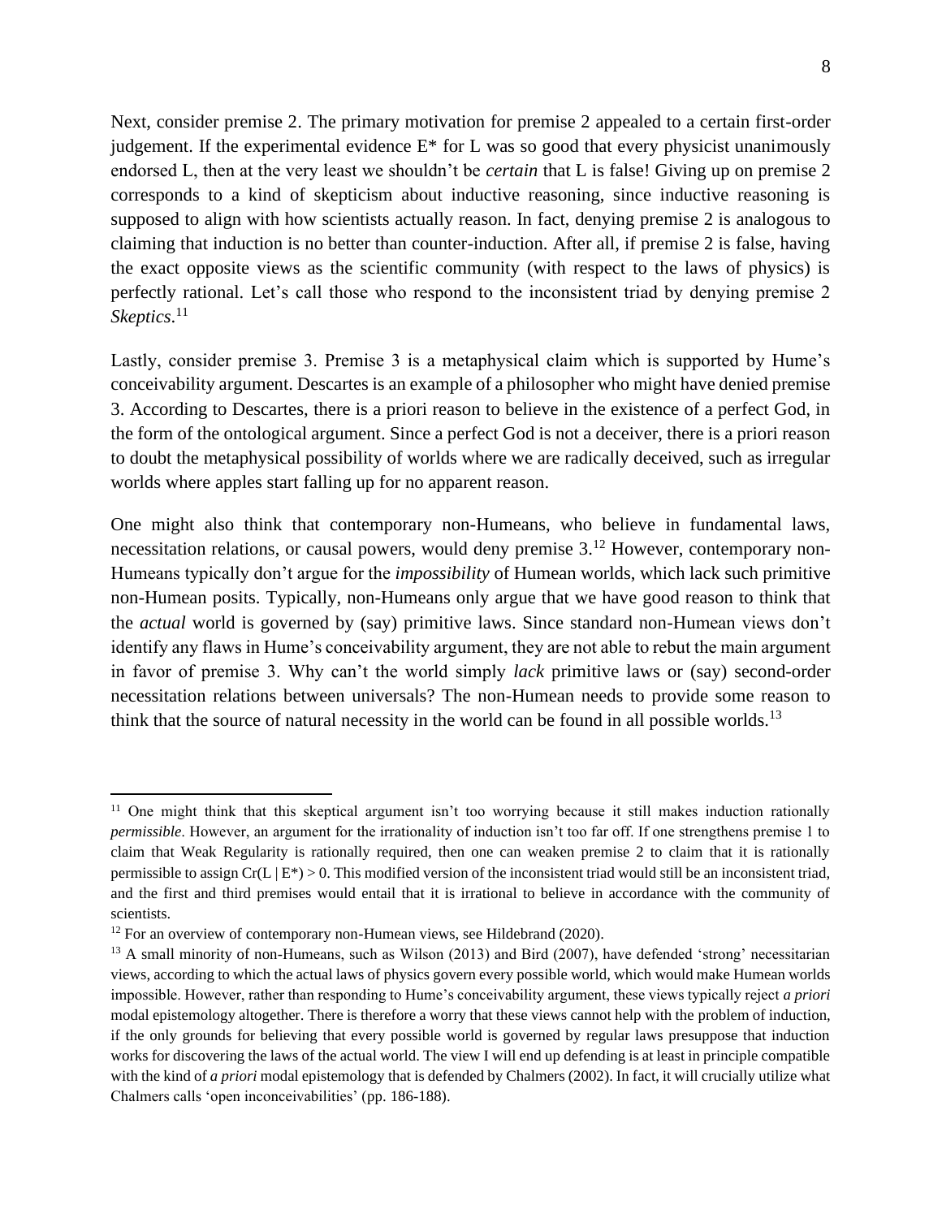Next, consider premise 2. The primary motivation for premise 2 appealed to a certain first-order judgement. If the experimental evidence E* for L was so good that every physicist unanimously endorsed L, then at the very least we shouldn't be *certain* that L is false! Giving up on premise 2 corresponds to a kind of skepticism about inductive reasoning, since inductive reasoning is supposed to align with how scientists actually reason. In fact, denying premise 2 is analogous to claiming that induction is no better than counter-induction. After all, if premise 2 is false, having the exact opposite views as the scientific community (with respect to the laws of physics) is perfectly rational. Let's call those who respond to the inconsistent triad by denying premise 2 *Skeptics*.[11]

Lastly, consider premise 3. Premise 3 is a metaphysical claim which is supported by Hume's conceivability argument. Descartes is an example of a philosopher who might have denied premise 3. According to Descartes, there is a priori reason to believe in the existence of a perfect God, in the form of the ontological argument. Since a perfect God is not a deceiver, there is a priori reason to doubt the metaphysical possibility of worlds where we are radically deceived, such as irregular worlds where apples start falling up for no apparent reason.

One might also think that contemporary non-Humeans, who believe in fundamental laws, necessitation relations, or causal powers, would deny premise 3.[12] However, contemporary non-Humeans typically don't argue for the *impossibility* of Humean worlds, which lack such primitive non-Humean posits. Typically, non-Humeans only argue that we have good reason to think that the *actual* world is governed by (say) primitive laws. Since standard non-Humean views don't identify any flaws in Hume's conceivability argument, they are not able to rebut the main argument in favor of premise 3. Why can't the world simply *lack* primitive laws or (say) second-order necessitation relations between universals? The non-Humean needs to provide some reason to think that the source of natural necessity in the world can be found in all possible worlds.[13]

---

[11] One might think that this skeptical argument isn't too worrying because it still makes induction rationally *permissible*. However, an argument for the irrationality of induction isn't too far off. If one strengthens premise 1 to claim that Weak Regularity is rationally required, then one can weaken premise 2 to claim that it is rationally permissible to assign $Cr(L \mid E^*) > 0$. This modified version of the inconsistent triad would still be an inconsistent triad, and the first and third premises would entail that it is irrational to believe in accordance with the community of scientists.

[12] For an overview of contemporary non-Humean views, see Hildebrand (2020).

[13] A small minority of non-Humeans, such as Wilson (2013) and Bird (2007), have defended 'strong' necessitarian views, according to which the actual laws of physics govern every possible world, which would make Humean worlds impossible. However, rather than responding to Hume's conceivability argument, these views typically reject *a priori* modal epistemology altogether. There is therefore a worry that these views cannot help with the problem of induction, if the only grounds for believing that every possible world is governed by regular laws presuppose that induction works for discovering the laws of the actual world. The view I will end up defending is at least in principle compatible with the kind of *a priori* modal epistemology that is defended by Chalmers (2002). In fact, it will crucially utilize what Chalmers calls 'open inconceivabilities' (pp. 186-188).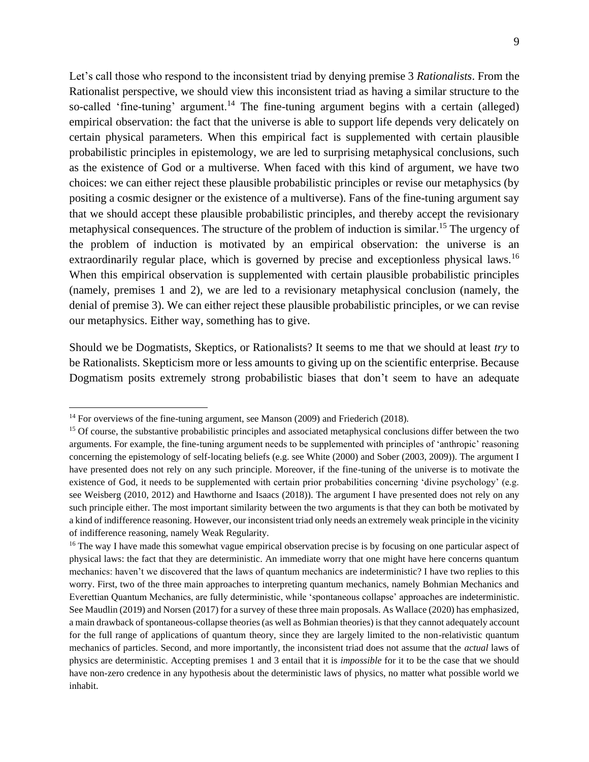Let's call those who respond to the inconsistent triad by denying premise 3 *Rationalists*. From the Rationalist perspective, we should view this inconsistent triad as having a similar structure to the so-called 'fine-tuning' argument.[14] The fine-tuning argument begins with a certain (alleged) empirical observation: the fact that the universe is able to support life depends very delicately on certain physical parameters. When this empirical fact is supplemented with certain plausible probabilistic principles in epistemology, we are led to surprising metaphysical conclusions, such as the existence of God or a multiverse. When faced with this kind of argument, we have two choices: we can either reject these plausible probabilistic principles or revise our metaphysics (by positing a cosmic designer or the existence of a multiverse). Fans of the fine-tuning argument say that we should accept these plausible probabilistic principles, and thereby accept the revisionary metaphysical consequences. The structure of the problem of induction is similar.[15] The urgency of the problem of induction is motivated by an empirical observation: the universe is an extraordinarily regular place, which is governed by precise and exceptionless physical laws.[16] When this empirical observation is supplemented with certain plausible probabilistic principles (namely, premises 1 and 2), we are led to a revisionary metaphysical conclusion (namely, the denial of premise 3). We can either reject these plausible probabilistic principles, or we can revise our metaphysics. Either way, something has to give.

Should we be Dogmatists, Skeptics, or Rationalists? It seems to me that we should at least *try* to be Rationalists. Skepticism more or less amounts to giving up on the scientific enterprise. Because Dogmatism posits extremely strong probabilistic biases that don't seem to have an adequate

---

[14] For overviews of the fine-tuning argument, see Manson (2009) and Friederich (2018).

[15] Of course, the substantive probabilistic principles and associated metaphysical conclusions differ between the two arguments. For example, the fine-tuning argument needs to be supplemented with principles of 'anthropic' reasoning concerning the epistemology of self-locating beliefs (e.g. see White (2000) and Sober (2003, 2009)). The argument I have presented does not rely on any such principle. Moreover, if the fine-tuning of the universe is to motivate the existence of God, it needs to be supplemented with certain prior probabilities concerning 'divine psychology' (e.g. see Weisberg (2010, 2012) and Hawthorne and Isaacs (2018)). The argument I have presented does not rely on any such principle either. The most important similarity between the two arguments is that they can both be motivated by a kind of indifference reasoning. However, our inconsistent triad only needs an extremely weak principle in the vicinity of indifference reasoning, namely Weak Regularity.

[16] The way I have made this somewhat vague empirical observation precise is by focusing on one particular aspect of physical laws: the fact that they are deterministic. An immediate worry that one might have here concerns quantum mechanics: haven't we discovered that the laws of quantum mechanics are indeterministic? I have two replies to this worry. First, two of the three main approaches to interpreting quantum mechanics, namely Bohmian Mechanics and Everettian Quantum Mechanics, are fully deterministic, while 'spontaneous collapse' approaches are indeterministic. See Maudlin (2019) and Norsen (2017) for a survey of these three main proposals. As Wallace (2020) has emphasized, a main drawback of spontaneous-collapse theories (as well as Bohmian theories) is that they cannot adequately account for the full range of applications of quantum theory, since they are largely limited to the non-relativistic quantum mechanics of particles. Second, and more importantly, the inconsistent triad does not assume that the *actual* laws of physics are deterministic. Accepting premises 1 and 3 entail that it is *impossible* for it to be the case that we should have non-zero credence in any hypothesis about the deterministic laws of physics, no matter what possible world we inhabit.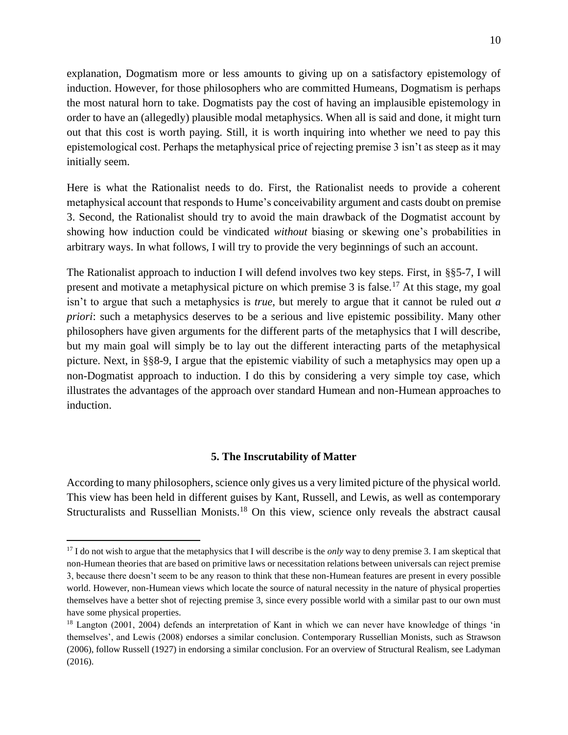explanation, Dogmatism more or less amounts to giving up on a satisfactory epistemology of induction. However, for those philosophers who are committed Humeans, Dogmatism is perhaps the most natural horn to take. Dogmatists pay the cost of having an implausible epistemology in order to have an (allegedly) plausible modal metaphysics. When all is said and done, it might turn out that this cost is worth paying. Still, it is worth inquiring into whether we need to pay this epistemological cost. Perhaps the metaphysical price of rejecting premise 3 isn't as steep as it may initially seem.

Here is what the Rationalist needs to do. First, the Rationalist needs to provide a coherent metaphysical account that responds to Hume's conceivability argument and casts doubt on premise 3. Second, the Rationalist should try to avoid the main drawback of the Dogmatist account by showing how induction could be vindicated *without* biasing or skewing one's probabilities in arbitrary ways. In what follows, I will try to provide the very beginnings of such an account.

The Rationalist approach to induction I will defend involves two key steps. First, in §§5-7, I will present and motivate a metaphysical picture on which premise 3 is false.[17] At this stage, my goal isn't to argue that such a metaphysics is *true*, but merely to argue that it cannot be ruled out *a priori*: such a metaphysics deserves to be a serious and live epistemic possibility. Many other philosophers have given arguments for the different parts of the metaphysics that I will describe, but my main goal will simply be to lay out the different interacting parts of the metaphysical picture. Next, in §§8-9, I argue that the epistemic viability of such a metaphysics may open up a non-Dogmatist approach to induction. I do this by considering a very simple toy case, which illustrates the advantages of the approach over standard Humean and non-Humean approaches to induction.

## 5. The Inscrutability of Matter

According to many philosophers, science only gives us a very limited picture of the physical world. This view has been held in different guises by Kant, Russell, and Lewis, as well as contemporary Structuralists and Russellian Monists.[18] On this view, science only reveals the abstract causal

[17] I do not wish to argue that the metaphysics that I will describe is the *only* way to deny premise 3. I am skeptical that non-Humean theories that are based on primitive laws or necessitation relations between universals can reject premise 3, because there doesn't seem to be any reason to think that these non-Humean features are present in every possible world. However, non-Humean views which locate the source of natural necessity in the nature of physical properties themselves have a better shot of rejecting premise 3, since every possible world with a similar past to our own must have some physical properties.

[18] Langton (2001, 2004) defends an interpretation of Kant in which we can never have knowledge of things 'in themselves', and Lewis (2008) endorses a similar conclusion. Contemporary Russellian Monists, such as Strawson (2006), follow Russell (1927) in endorsing a similar conclusion. For an overview of Structural Realism, see Ladyman (2016).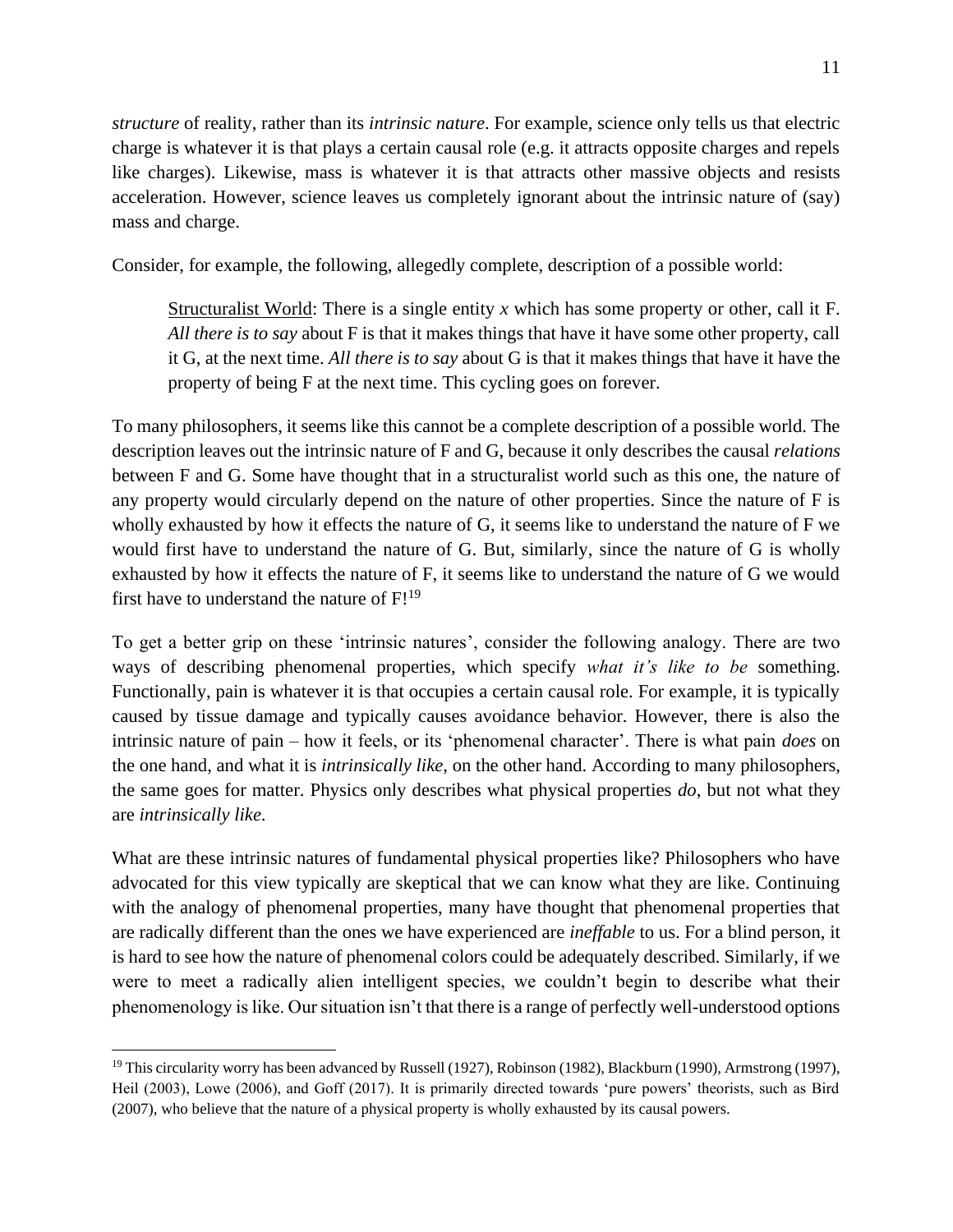*structure* of reality, rather than its *intrinsic nature*. For example, science only tells us that electric charge is whatever it is that plays a certain causal role (e.g. it attracts opposite charges and repels like charges). Likewise, mass is whatever it is that attracts other massive objects and resists acceleration. However, science leaves us completely ignorant about the intrinsic nature of (say) mass and charge.

Consider, for example, the following, allegedly complete, description of a possible world:

> Structuralist World: There is a single entity *x* which has some property or other, call it F. *All there is to say* about F is that it makes things that have it have some other property, call it G, at the next time. *All there is to say* about G is that it makes things that have it have the property of being F at the next time. This cycling goes on forever.

To many philosophers, it seems like this cannot be a complete description of a possible world. The description leaves out the intrinsic nature of F and G, because it only describes the causal *relations* between F and G. Some have thought that in a structuralist world such as this one, the nature of any property would circularly depend on the nature of other properties. Since the nature of F is wholly exhausted by how it effects the nature of G, it seems like to understand the nature of F we would first have to understand the nature of G. But, similarly, since the nature of G is wholly exhausted by how it effects the nature of F, it seems like to understand the nature of G we would first have to understand the nature of F![19]

To get a better grip on these 'intrinsic natures', consider the following analogy. There are two ways of describing phenomenal properties, which specify *what it's like to be* something. Functionally, pain is whatever it is that occupies a certain causal role. For example, it is typically caused by tissue damage and typically causes avoidance behavior. However, there is also the intrinsic nature of pain – how it feels, or its 'phenomenal character'. There is what pain *does* on the one hand, and what it is *intrinsically like*, on the other hand. According to many philosophers, the same goes for matter. Physics only describes what physical properties *do*, but not what they are *intrinsically like*.

What are these intrinsic natures of fundamental physical properties like? Philosophers who have advocated for this view typically are skeptical that we can know what they are like. Continuing with the analogy of phenomenal properties, many have thought that phenomenal properties that are radically different than the ones we have experienced are *ineffable* to us. For a blind person, it is hard to see how the nature of phenomenal colors could be adequately described. Similarly, if we were to meet a radically alien intelligent species, we couldn't begin to describe what their phenomenology is like. Our situation isn't that there is a range of perfectly well-understood options

---

[19] This circularity worry has been advanced by Russell (1927), Robinson (1982), Blackburn (1990), Armstrong (1997), Heil (2003), Lowe (2006), and Goff (2017). It is primarily directed towards 'pure powers' theorists, such as Bird (2007), who believe that the nature of a physical property is wholly exhausted by its causal powers.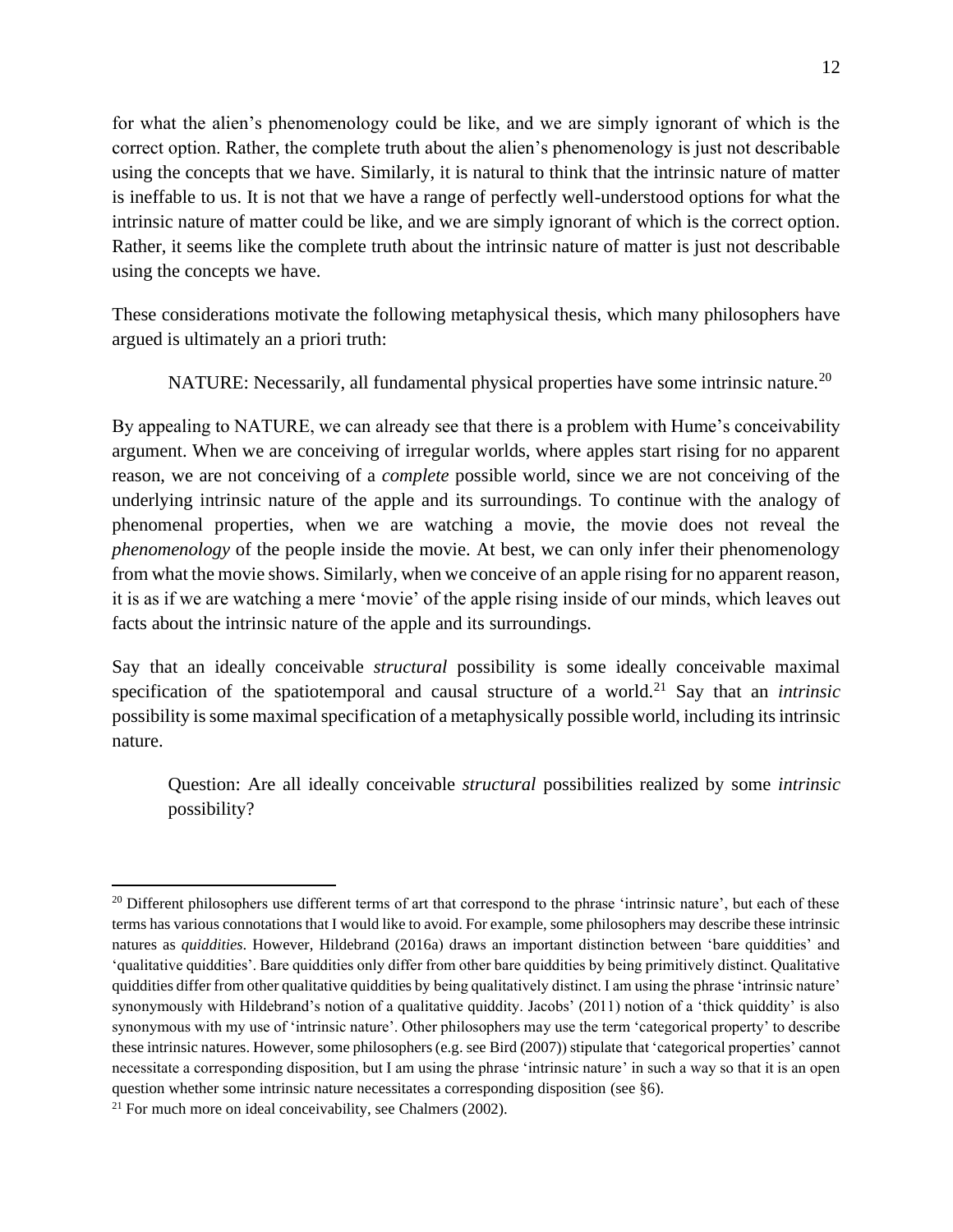for what the alien's phenomenology could be like, and we are simply ignorant of which is the correct option. Rather, the complete truth about the alien's phenomenology is just not describable using the concepts that we have. Similarly, it is natural to think that the intrinsic nature of matter is ineffable to us. It is not that we have a range of perfectly well-understood options for what the intrinsic nature of matter could be like, and we are simply ignorant of which is the correct option. Rather, it seems like the complete truth about the intrinsic nature of matter is just not describable using the concepts we have.

These considerations motivate the following metaphysical thesis, which many philosophers have argued is ultimately an a priori truth:

> NATURE: Necessarily, all fundamental physical properties have some intrinsic nature.[20]

By appealing to NATURE, we can already see that there is a problem with Hume's conceivability argument. When we are conceiving of irregular worlds, where apples start rising for no apparent reason, we are not conceiving of a *complete* possible world, since we are not conceiving of the underlying intrinsic nature of the apple and its surroundings. To continue with the analogy of phenomenal properties, when we are watching a movie, the movie does not reveal the *phenomenology* of the people inside the movie. At best, we can only infer their phenomenology from what the movie shows. Similarly, when we conceive of an apple rising for no apparent reason, it is as if we are watching a mere 'movie' of the apple rising inside of our minds, which leaves out facts about the intrinsic nature of the apple and its surroundings.

Say that an ideally conceivable *structural* possibility is some ideally conceivable maximal specification of the spatiotemporal and causal structure of a world.[21] Say that an *intrinsic* possibility is some maximal specification of a metaphysically possible world, including its intrinsic nature.

> Question: Are all ideally conceivable *structural* possibilities realized by some *intrinsic* possibility?

---

[20] Different philosophers use different terms of art that correspond to the phrase 'intrinsic nature', but each of these terms has various connotations that I would like to avoid. For example, some philosophers may describe these intrinsic natures as *quiddities*. However, Hildebrand (2016a) draws an important distinction between 'bare quiddities' and 'qualitative quiddities'. Bare quiddities only differ from other bare quiddities by being primitively distinct. Qualitative quiddities differ from other qualitative quiddities by being qualitatively distinct. I am using the phrase 'intrinsic nature' synonymously with Hildebrand's notion of a qualitative quiddity. Jacobs' (2011) notion of a 'thick quiddity' is also synonymous with my use of 'intrinsic nature'. Other philosophers may use the term 'categorical property' to describe these intrinsic natures. However, some philosophers (e.g. see Bird (2007)) stipulate that 'categorical properties' cannot necessitate a corresponding disposition, but I am using the phrase 'intrinsic nature' in such a way so that it is an open question whether some intrinsic nature necessitates a corresponding disposition (see §6).

[21] For much more on ideal conceivability, see Chalmers (2002).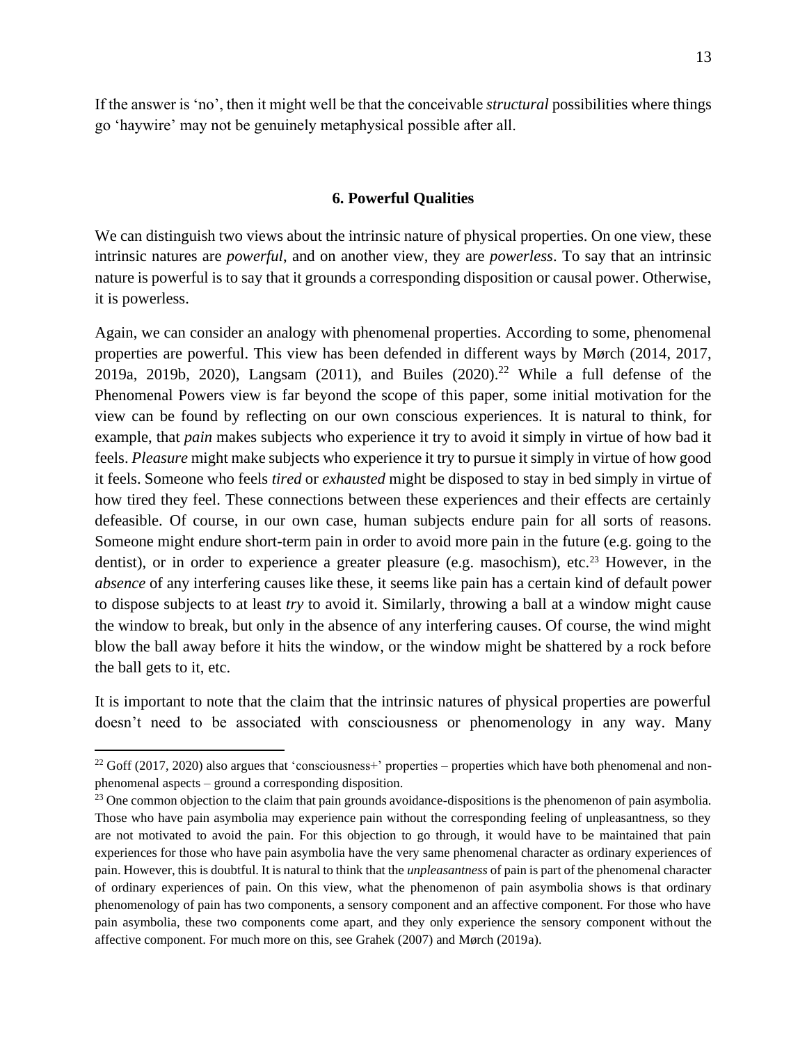If the answer is 'no', then it might well be that the conceivable *structural* possibilities where things go 'haywire' may not be genuinely metaphysical possible after all.

## 6. Powerful Qualities

We can distinguish two views about the intrinsic nature of physical properties. On one view, these intrinsic natures are *powerful*, and on another view, they are *powerless*. To say that an intrinsic nature is powerful is to say that it grounds a corresponding disposition or causal power. Otherwise, it is powerless.

Again, we can consider an analogy with phenomenal properties. According to some, phenomenal properties are powerful. This view has been defended in different ways by Mørch (2014, 2017, 2019a, 2019b, 2020), Langsam (2011), and Builes (2020).[22] While a full defense of the Phenomenal Powers view is far beyond the scope of this paper, some initial motivation for the view can be found by reflecting on our own conscious experiences. It is natural to think, for example, that *pain* makes subjects who experience it try to avoid it simply in virtue of how bad it feels. *Pleasure* might make subjects who experience it try to pursue it simply in virtue of how good it feels. Someone who feels *tired* or *exhausted* might be disposed to stay in bed simply in virtue of how tired they feel. These connections between these experiences and their effects are certainly defeasible. Of course, in our own case, human subjects endure pain for all sorts of reasons. Someone might endure short-term pain in order to avoid more pain in the future (e.g. going to the dentist), or in order to experience a greater pleasure (e.g. masochism), etc.[23] However, in the *absence* of any interfering causes like these, it seems like pain has a certain kind of default power to dispose subjects to at least *try* to avoid it. Similarly, throwing a ball at a window might cause the window to break, but only in the absence of any interfering causes. Of course, the wind might blow the ball away before it hits the window, or the window might be shattered by a rock before the ball gets to it, etc.

It is important to note that the claim that the intrinsic natures of physical properties are powerful doesn't need to be associated with consciousness or phenomenology in any way. Many

[22] Goff (2017, 2020) also argues that 'consciousness+' properties – properties which have both phenomenal and non-phenomenal aspects – ground a corresponding disposition.

[23] One common objection to the claim that pain grounds avoidance-dispositions is the phenomenon of pain asymbolia. Those who have pain asymbolia may experience pain without the corresponding feeling of unpleasantness, so they are not motivated to avoid the pain. For this objection to go through, it would have to be maintained that pain experiences for those who have pain asymbolia have the very same phenomenal character as ordinary experiences of pain. However, this is doubtful. It is natural to think that the *unpleasantness* of pain is part of the phenomenal character of ordinary experiences of pain. On this view, what the phenomenon of pain asymbolia shows is that ordinary phenomenology of pain has two components, a sensory component and an affective component. For those who have pain asymbolia, these two components come apart, and they only experience the sensory component without the affective component. For much more on this, see Grahek (2007) and Mørch (2019a).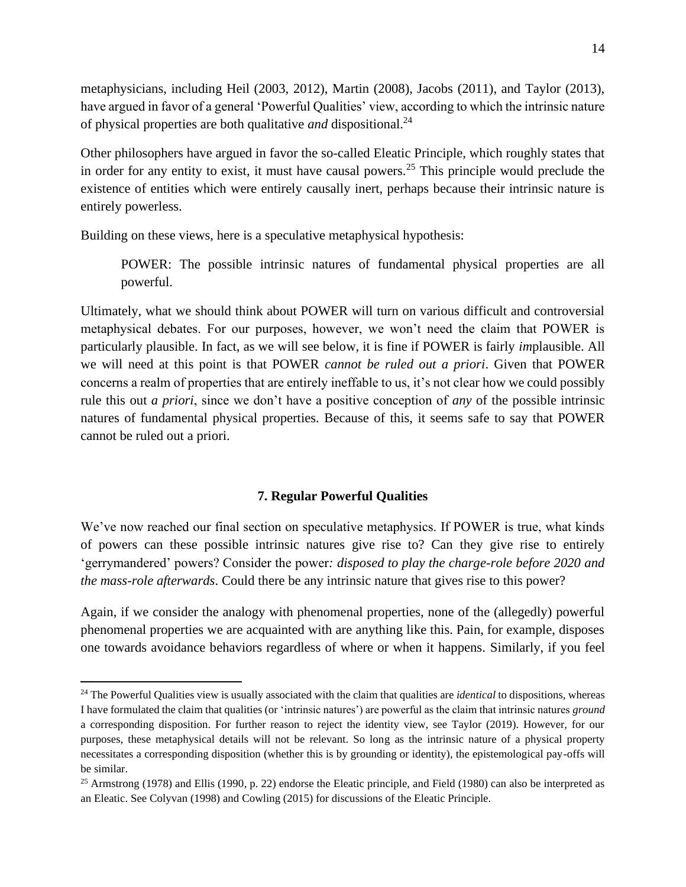metaphysicians, including Heil (2003, 2012), Martin (2008), Jacobs (2011), and Taylor (2013), have argued in favor of a general 'Powerful Qualities' view, according to which the intrinsic nature of physical properties are both qualitative *and* dispositional.[24]

Other philosophers have argued in favor the so-called Eleatic Principle, which roughly states that in order for any entity to exist, it must have causal powers.[25] This principle would preclude the existence of entities which were entirely causally inert, perhaps because their intrinsic nature is entirely powerless.

Building on these views, here is a speculative metaphysical hypothesis:

> POWER: The possible intrinsic natures of fundamental physical properties are all powerful.

Ultimately, what we should think about POWER will turn on various difficult and controversial metaphysical debates. For our purposes, however, we won't need the claim that POWER is particularly plausible. In fact, as we will see below, it is fine if POWER is fairly *im*plausible. All we will need at this point is that POWER *cannot be ruled out a priori*. Given that POWER concerns a realm of properties that are entirely ineffable to us, it's not clear how we could possibly rule this out *a priori*, since we don't have a positive conception of *any* of the possible intrinsic natures of fundamental physical properties. Because of this, it seems safe to say that POWER cannot be ruled out a priori.

## 7. Regular Powerful Qualities

We've now reached our final section on speculative metaphysics. If POWER is true, what kinds of powers can these possible intrinsic natures give rise to? Can they give rise to entirely 'gerrymandered' powers? Consider the power*: disposed to play the charge-role before 2020 and the mass-role afterwards*. Could there be any intrinsic nature that gives rise to this power?

Again, if we consider the analogy with phenomenal properties, none of the (allegedly) powerful phenomenal properties we are acquainted with are anything like this. Pain, for example, disposes one towards avoidance behaviors regardless of where or when it happens. Similarly, if you feel

[24] The Powerful Qualities view is usually associated with the claim that qualities are *identical* to dispositions, whereas I have formulated the claim that qualities (or 'intrinsic natures') are powerful as the claim that intrinsic natures *ground* a corresponding disposition. For further reason to reject the identity view, see Taylor (2019). However, for our purposes, these metaphysical details will not be relevant. So long as the intrinsic nature of a physical property necessitates a corresponding disposition (whether this is by grounding or identity), the epistemological pay-offs will be similar.

[25] Armstrong (1978) and Ellis (1990, p. 22) endorse the Eleatic principle, and Field (1980) can also be interpreted as an Eleatic. See Colyvan (1998) and Cowling (2015) for discussions of the Eleatic Principle.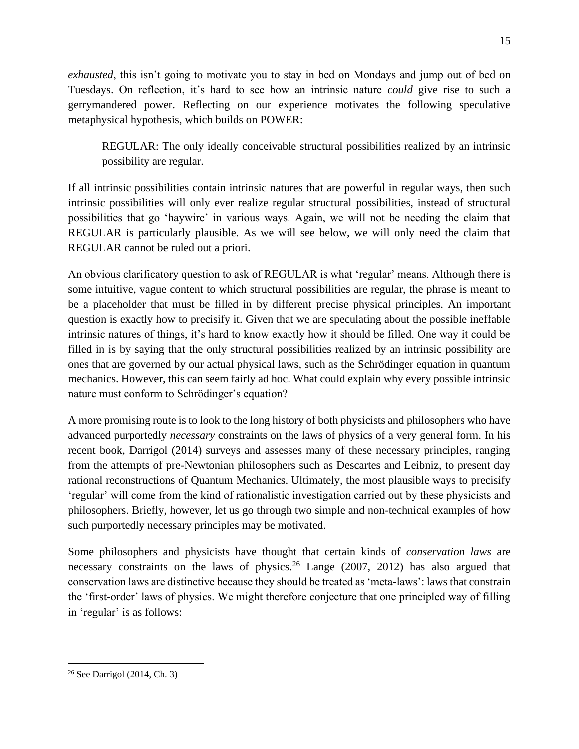*exhausted*, this isn't going to motivate you to stay in bed on Mondays and jump out of bed on Tuesdays. On reflection, it's hard to see how an intrinsic nature *could* give rise to such a gerrymandered power. Reflecting on our experience motivates the following speculative metaphysical hypothesis, which builds on POWER:

> REGULAR: The only ideally conceivable structural possibilities realized by an intrinsic possibility are regular.

If all intrinsic possibilities contain intrinsic natures that are powerful in regular ways, then such intrinsic possibilities will only ever realize regular structural possibilities, instead of structural possibilities that go 'haywire' in various ways. Again, we will not be needing the claim that REGULAR is particularly plausible. As we will see below, we will only need the claim that REGULAR cannot be ruled out a priori.

An obvious clarificatory question to ask of REGULAR is what 'regular' means. Although there is some intuitive, vague content to which structural possibilities are regular, the phrase is meant to be a placeholder that must be filled in by different precise physical principles. An important question is exactly how to precisify it. Given that we are speculating about the possible ineffable intrinsic natures of things, it's hard to know exactly how it should be filled. One way it could be filled in is by saying that the only structural possibilities realized by an intrinsic possibility are ones that are governed by our actual physical laws, such as the Schrödinger equation in quantum mechanics. However, this can seem fairly ad hoc. What could explain why every possible intrinsic nature must conform to Schrödinger's equation?

A more promising route is to look to the long history of both physicists and philosophers who have advanced purportedly *necessary* constraints on the laws of physics of a very general form. In his recent book, Darrigol (2014) surveys and assesses many of these necessary principles, ranging from the attempts of pre-Newtonian philosophers such as Descartes and Leibniz, to present day rational reconstructions of Quantum Mechanics. Ultimately, the most plausible ways to precisify 'regular' will come from the kind of rationalistic investigation carried out by these physicists and philosophers. Briefly, however, let us go through two simple and non-technical examples of how such purportedly necessary principles may be motivated.

Some philosophers and physicists have thought that certain kinds of *conservation laws* are necessary constraints on the laws of physics.[26] Lange (2007, 2012) has also argued that conservation laws are distinctive because they should be treated as 'meta-laws': laws that constrain the 'first-order' laws of physics. We might therefore conjecture that one principled way of filling in 'regular' is as follows:

---

[26] See Darrigol (2014, Ch. 3)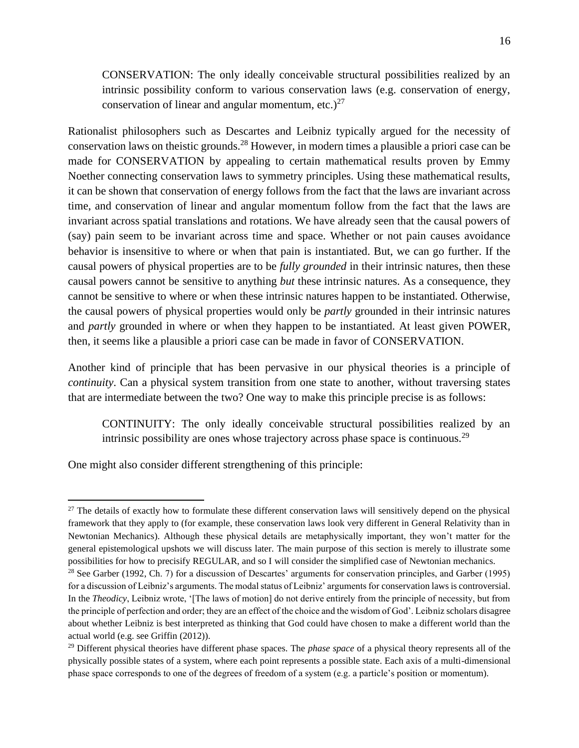> CONSERVATION: The only ideally conceivable structural possibilities realized by an intrinsic possibility conform to various conservation laws (e.g. conservation of energy, conservation of linear and angular momentum, etc.)[27]

Rationalist philosophers such as Descartes and Leibniz typically argued for the necessity of conservation laws on theistic grounds.[28] However, in modern times a plausible a priori case can be made for CONSERVATION by appealing to certain mathematical results proven by Emmy Noether connecting conservation laws to symmetry principles. Using these mathematical results, it can be shown that conservation of energy follows from the fact that the laws are invariant across time, and conservation of linear and angular momentum follow from the fact that the laws are invariant across spatial translations and rotations. We have already seen that the causal powers of (say) pain seem to be invariant across time and space. Whether or not pain causes avoidance behavior is insensitive to where or when that pain is instantiated. But, we can go further. If the causal powers of physical properties are to be *fully grounded* in their intrinsic natures, then these causal powers cannot be sensitive to anything *but* these intrinsic natures. As a consequence, they cannot be sensitive to where or when these intrinsic natures happen to be instantiated. Otherwise, the causal powers of physical properties would only be *partly* grounded in their intrinsic natures and *partly* grounded in where or when they happen to be instantiated. At least given POWER, then, it seems like a plausible a priori case can be made in favor of CONSERVATION.

Another kind of principle that has been pervasive in our physical theories is a principle of *continuity*. Can a physical system transition from one state to another, without traversing states that are intermediate between the two? One way to make this principle precise is as follows:

> CONTINUITY: The only ideally conceivable structural possibilities realized by an intrinsic possibility are ones whose trajectory across phase space is continuous.[29]

One might also consider different strengthening of this principle:

---

[27] The details of exactly how to formulate these different conservation laws will sensitively depend on the physical framework that they apply to (for example, these conservation laws look very different in General Relativity than in Newtonian Mechanics). Although these physical details are metaphysically important, they won't matter for the general epistemological upshots we will discuss later. The main purpose of this section is merely to illustrate some possibilities for how to precisify REGULAR, and so I will consider the simplified case of Newtonian mechanics.

[28] See Garber (1992, Ch. 7) for a discussion of Descartes' arguments for conservation principles, and Garber (1995) for a discussion of Leibniz's arguments. The modal status of Leibniz' arguments for conservation laws is controversial. In the *Theodicy*, Leibniz wrote, '[The laws of motion] do not derive entirely from the principle of necessity, but from the principle of perfection and order; they are an effect of the choice and the wisdom of God'. Leibniz scholars disagree about whether Leibniz is best interpreted as thinking that God could have chosen to make a different world than the actual world (e.g. see Griffin (2012)).

[29] Different physical theories have different phase spaces. The *phase space* of a physical theory represents all of the physically possible states of a system, where each point represents a possible state. Each axis of a multi-dimensional phase space corresponds to one of the degrees of freedom of a system (e.g. a particle's position or momentum).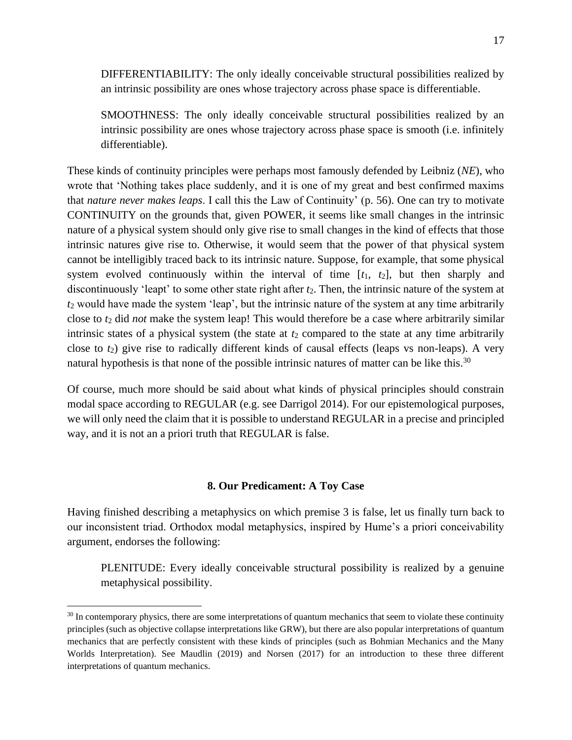> DIFFERENTIABILITY: The only ideally conceivable structural possibilities realized by an intrinsic possibility are ones whose trajectory across phase space is differentiable.

> SMOOTHNESS: The only ideally conceivable structural possibilities realized by an intrinsic possibility are ones whose trajectory across phase space is smooth (i.e. infinitely differentiable).

These kinds of continuity principles were perhaps most famously defended by Leibniz (*NE*), who wrote that 'Nothing takes place suddenly, and it is one of my great and best confirmed maxims that *nature never makes leaps*. I call this the Law of Continuity' (p. 56). One can try to motivate CONTINUITY on the grounds that, given POWER, it seems like small changes in the intrinsic nature of a physical system should only give rise to small changes in the kind of effects that those intrinsic natures give rise to. Otherwise, it would seem that the power of that physical system cannot be intelligibly traced back to its intrinsic nature. Suppose, for example, that some physical system evolved continuously within the interval of time $[t_1, t_2]$, but then sharply and discontinuously 'leapt' to some other state right after $t_2$. Then, the intrinsic nature of the system at $t_2$ would have made the system 'leap', but the intrinsic nature of the system at any time arbitrarily close to $t_2$ did *not* make the system leap! This would therefore be a case where arbitrarily similar intrinsic states of a physical system (the state at $t_2$ compared to the state at any time arbitrarily close to $t_2$) give rise to radically different kinds of causal effects (leaps vs non-leaps). A very natural hypothesis is that none of the possible intrinsic natures of matter can be like this.[30]

Of course, much more should be said about what kinds of physical principles should constrain modal space according to REGULAR (e.g. see Darrigol 2014). For our epistemological purposes, we will only need the claim that it is possible to understand REGULAR in a precise and principled way, and it is not an a priori truth that REGULAR is false.

## 8. Our Predicament: A Toy Case

Having finished describing a metaphysics on which premise 3 is false, let us finally turn back to our inconsistent triad. Orthodox modal metaphysics, inspired by Hume's a priori conceivability argument, endorses the following:

> PLENITUDE: Every ideally conceivable structural possibility is realized by a genuine metaphysical possibility.

[30] In contemporary physics, there are some interpretations of quantum mechanics that seem to violate these continuity principles (such as objective collapse interpretations like GRW), but there are also popular interpretations of quantum mechanics that are perfectly consistent with these kinds of principles (such as Bohmian Mechanics and the Many Worlds Interpretation). See Maudlin (2019) and Norsen (2017) for an introduction to these three different interpretations of quantum mechanics.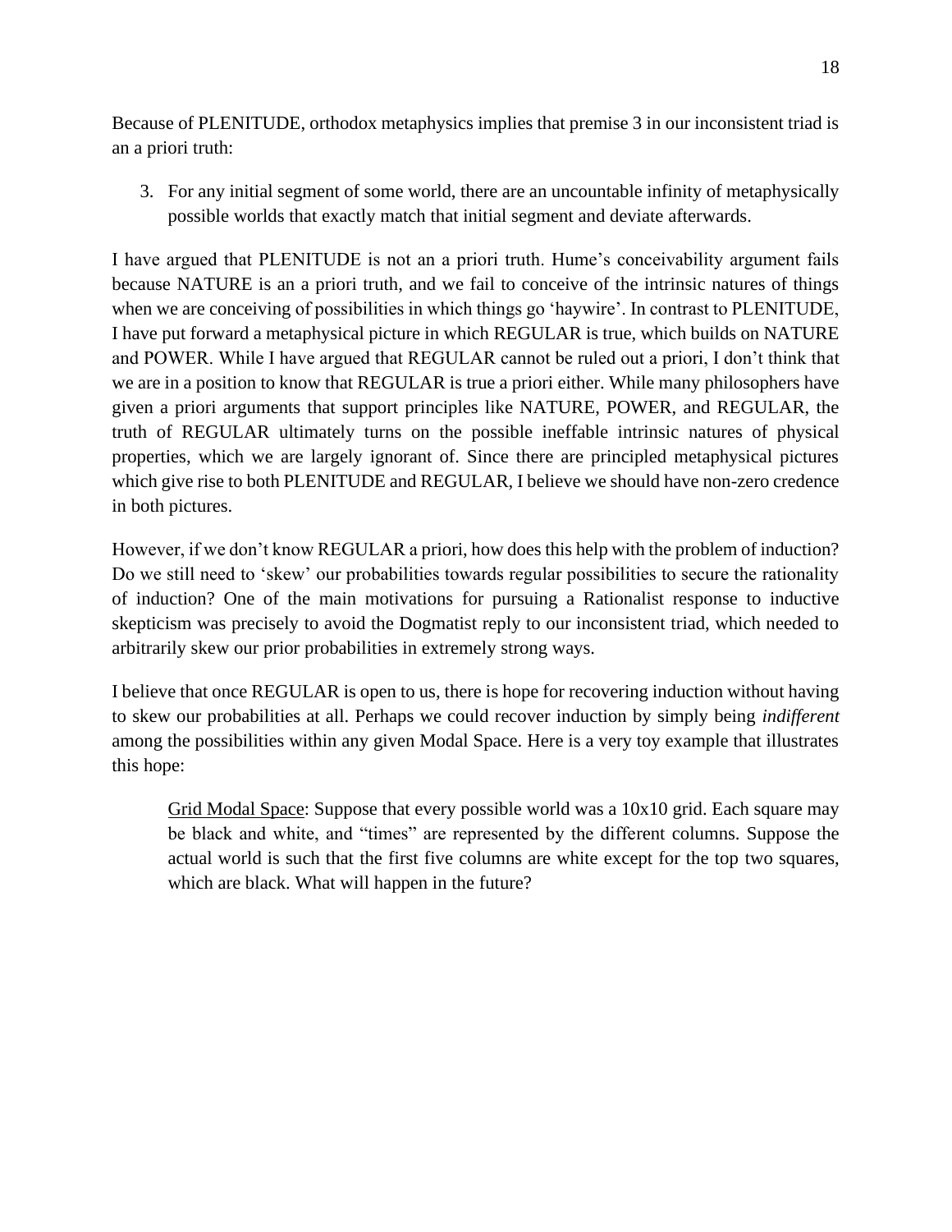Because of PLENITUDE, orthodox metaphysics implies that premise 3 in our inconsistent triad is an a priori truth:

3. For any initial segment of some world, there are an uncountable infinity of metaphysically possible worlds that exactly match that initial segment and deviate afterwards.

I have argued that PLENITUDE is not an a priori truth. Hume's conceivability argument fails because NATURE is an a priori truth, and we fail to conceive of the intrinsic natures of things when we are conceiving of possibilities in which things go 'haywire'. In contrast to PLENITUDE, I have put forward a metaphysical picture in which REGULAR is true, which builds on NATURE and POWER. While I have argued that REGULAR cannot be ruled out a priori, I don't think that we are in a position to know that REGULAR is true a priori either. While many philosophers have given a priori arguments that support principles like NATURE, POWER, and REGULAR, the truth of REGULAR ultimately turns on the possible ineffable intrinsic natures of physical properties, which we are largely ignorant of. Since there are principled metaphysical pictures which give rise to both PLENITUDE and REGULAR, I believe we should have non-zero credence in both pictures.

However, if we don't know REGULAR a priori, how does this help with the problem of induction? Do we still need to 'skew' our probabilities towards regular possibilities to secure the rationality of induction? One of the main motivations for pursuing a Rationalist response to inductive skepticism was precisely to avoid the Dogmatist reply to our inconsistent triad, which needed to arbitrarily skew our prior probabilities in extremely strong ways.

I believe that once REGULAR is open to us, there is hope for recovering induction without having to skew our probabilities at all. Perhaps we could recover induction by simply being *indifferent* among the possibilities within any given Modal Space. Here is a very toy example that illustrates this hope:

> Grid Modal Space: Suppose that every possible world was a 10x10 grid. Each square may be black and white, and "times" are represented by the different columns. Suppose the actual world is such that the first five columns are white except for the top two squares, which are black. What will happen in the future?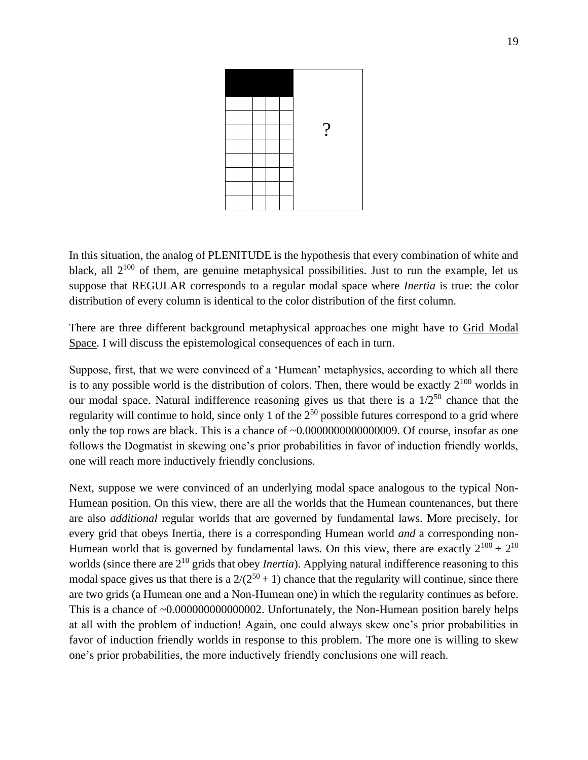In this situation, the analog of PLENITUDE is the hypothesis that every combination of white and black, all $2^{100}$ of them, are genuine metaphysical possibilities. Just to run the example, let us suppose that REGULAR corresponds to a regular modal space where *Inertia* is true: the color distribution of every column is identical to the color distribution of the first column.

There are three different background metaphysical approaches one might have to Grid Modal Space. I will discuss the epistemological consequences of each in turn.

Suppose, first, that we were convinced of a 'Humean' metaphysics, according to which all there is to any possible world is the distribution of colors. Then, there would be exactly $2^{100}$ worlds in our modal space. Natural indifference reasoning gives us that there is a $1/2^{50}$ chance that the regularity will continue to hold, since only 1 of the $2^{50}$ possible futures correspond to a grid where only the top rows are black. This is a chance of ~0.0000000000000009. Of course, insofar as one follows the Dogmatist in skewing one's prior probabilities in favor of induction friendly worlds, one will reach more inductively friendly conclusions.

Next, suppose we were convinced of an underlying modal space analogous to the typical Non-Humean position. On this view, there are all the worlds that the Humean countenances, but there are also *additional* regular worlds that are governed by fundamental laws. More precisely, for every grid that obeys Inertia, there is a corresponding Humean world *and* a corresponding non-Humean world that is governed by fundamental laws. On this view, there are exactly $2^{100} + 2^{10}$ worlds (since there are $2^{10}$ grids that obey *Inertia*). Applying natural indifference reasoning to this modal space gives us that there is a $2/(2^{50} + 1)$ chance that the regularity will continue, since there are two grids (a Humean one and a Non-Humean one) in which the regularity continues as before. This is a chance of ~0.000000000000002. Unfortunately, the Non-Humean position barely helps at all with the problem of induction! Again, one could always skew one's prior probabilities in favor of induction friendly worlds in response to this problem. The more one is willing to skew one's prior probabilities, the more inductively friendly conclusions one will reach.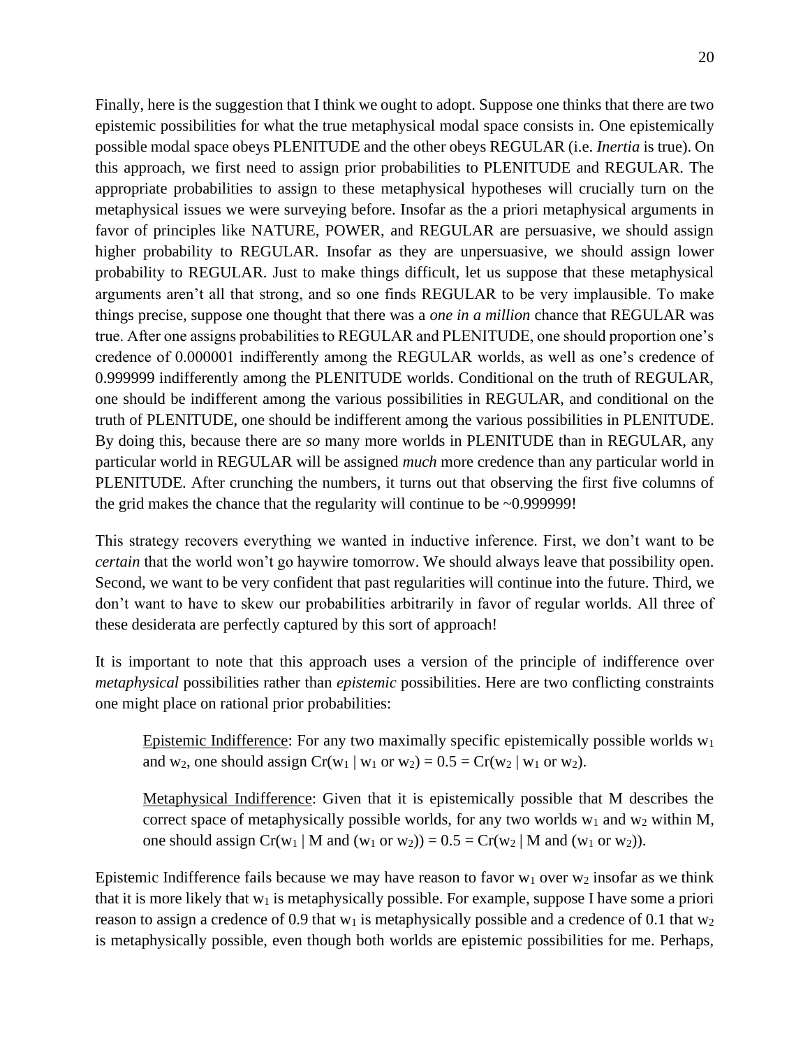Finally, here is the suggestion that I think we ought to adopt. Suppose one thinks that there are two epistemic possibilities for what the true metaphysical modal space consists in. One epistemically possible modal space obeys PLENITUDE and the other obeys REGULAR (i.e. *Inertia* is true). On this approach, we first need to assign prior probabilities to PLENITUDE and REGULAR. The appropriate probabilities to assign to these metaphysical hypotheses will crucially turn on the metaphysical issues we were surveying before. Insofar as the a priori metaphysical arguments in favor of principles like NATURE, POWER, and REGULAR are persuasive, we should assign higher probability to REGULAR. Insofar as they are unpersuasive, we should assign lower probability to REGULAR. Just to make things difficult, let us suppose that these metaphysical arguments aren't all that strong, and so one finds REGULAR to be very implausible. To make things precise, suppose one thought that there was a *one in a million* chance that REGULAR was true. After one assigns probabilities to REGULAR and PLENITUDE, one should proportion one's credence of 0.000001 indifferently among the REGULAR worlds, as well as one's credence of 0.999999 indifferently among the PLENITUDE worlds. Conditional on the truth of REGULAR, one should be indifferent among the various possibilities in REGULAR, and conditional on the truth of PLENITUDE, one should be indifferent among the various possibilities in PLENITUDE. By doing this, because there are *so* many more worlds in PLENITUDE than in REGULAR, any particular world in REGULAR will be assigned *much* more credence than any particular world in PLENITUDE. After crunching the numbers, it turns out that observing the first five columns of the grid makes the chance that the regularity will continue to be ~0.999999!

This strategy recovers everything we wanted in inductive inference. First, we don't want to be *certain* that the world won't go haywire tomorrow. We should always leave that possibility open. Second, we want to be very confident that past regularities will continue into the future. Third, we don't want to have to skew our probabilities arbitrarily in favor of regular worlds. All three of these desiderata are perfectly captured by this sort of approach!

It is important to note that this approach uses a version of the principle of indifference over *metaphysical* possibilities rather than *epistemic* possibilities. Here are two conflicting constraints one might place on rational prior probabilities:

> Epistemic Indifference: For any two maximally specific epistemically possible worlds $w_1$ and $w_2$, one should assign $Cr(w_1 \mid w_1 \text{ or } w_2) = 0.5 = Cr(w_2 \mid w_1 \text{ or } w_2)$.
>
> Metaphysical Indifference: Given that it is epistemically possible that M describes the correct space of metaphysically possible worlds, for any two worlds $w_1$ and $w_2$ within M, one should assign $Cr(w_1 \mid M \text{ and } (w_1 \text{ or } w_2)) = 0.5 = Cr(w_2 \mid M \text{ and } (w_1 \text{ or } w_2))$.

Epistemic Indifference fails because we may have reason to favor $w_1$ over $w_2$ insofar as we think that it is more likely that $w_1$ is metaphysically possible. For example, suppose I have some a priori reason to assign a credence of 0.9 that $w_1$ is metaphysically possible and a credence of 0.1 that $w_2$ is metaphysically possible, even though both worlds are epistemic possibilities for me. Perhaps,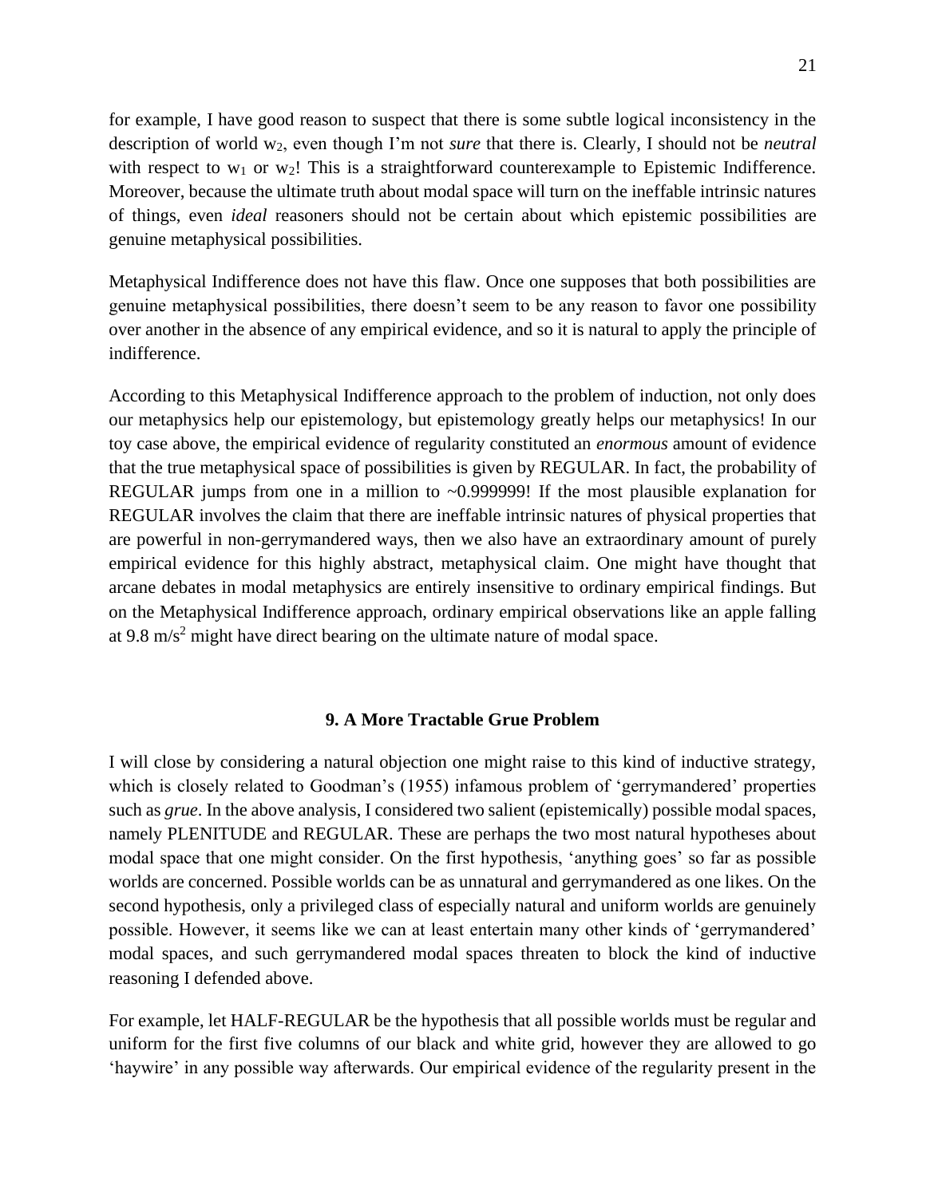for example, I have good reason to suspect that there is some subtle logical inconsistency in the description of world $w_2$, even though I'm not *sure* that there is. Clearly, I should not be *neutral* with respect to $w_1$ or $w_2$! This is a straightforward counterexample to Epistemic Indifference. Moreover, because the ultimate truth about modal space will turn on the ineffable intrinsic natures of things, even *ideal* reasoners should not be certain about which epistemic possibilities are genuine metaphysical possibilities.

Metaphysical Indifference does not have this flaw. Once one supposes that both possibilities are genuine metaphysical possibilities, there doesn't seem to be any reason to favor one possibility over another in the absence of any empirical evidence, and so it is natural to apply the principle of indifference.

According to this Metaphysical Indifference approach to the problem of induction, not only does our metaphysics help our epistemology, but epistemology greatly helps our metaphysics! In our toy case above, the empirical evidence of regularity constituted an *enormous* amount of evidence that the true metaphysical space of possibilities is given by REGULAR. In fact, the probability of REGULAR jumps from one in a million to ~0.999999! If the most plausible explanation for REGULAR involves the claim that there are ineffable intrinsic natures of physical properties that are powerful in non-gerrymandered ways, then we also have an extraordinary amount of purely empirical evidence for this highly abstract, metaphysical claim. One might have thought that arcane debates in modal metaphysics are entirely insensitive to ordinary empirical findings. But on the Metaphysical Indifference approach, ordinary empirical observations like an apple falling at 9.8 $m/s^2$ might have direct bearing on the ultimate nature of modal space.

## 9. A More Tractable Grue Problem

I will close by considering a natural objection one might raise to this kind of inductive strategy, which is closely related to Goodman's (1955) infamous problem of 'gerrymandered' properties such as *grue*. In the above analysis, I considered two salient (epistemically) possible modal spaces, namely PLENITUDE and REGULAR. These are perhaps the two most natural hypotheses about modal space that one might consider. On the first hypothesis, 'anything goes' so far as possible worlds are concerned. Possible worlds can be as unnatural and gerrymandered as one likes. On the second hypothesis, only a privileged class of especially natural and uniform worlds are genuinely possible. However, it seems like we can at least entertain many other kinds of 'gerrymandered' modal spaces, and such gerrymandered modal spaces threaten to block the kind of inductive reasoning I defended above.

For example, let HALF-REGULAR be the hypothesis that all possible worlds must be regular and uniform for the first five columns of our black and white grid, however they are allowed to go 'haywire' in any possible way afterwards. Our empirical evidence of the regularity present in the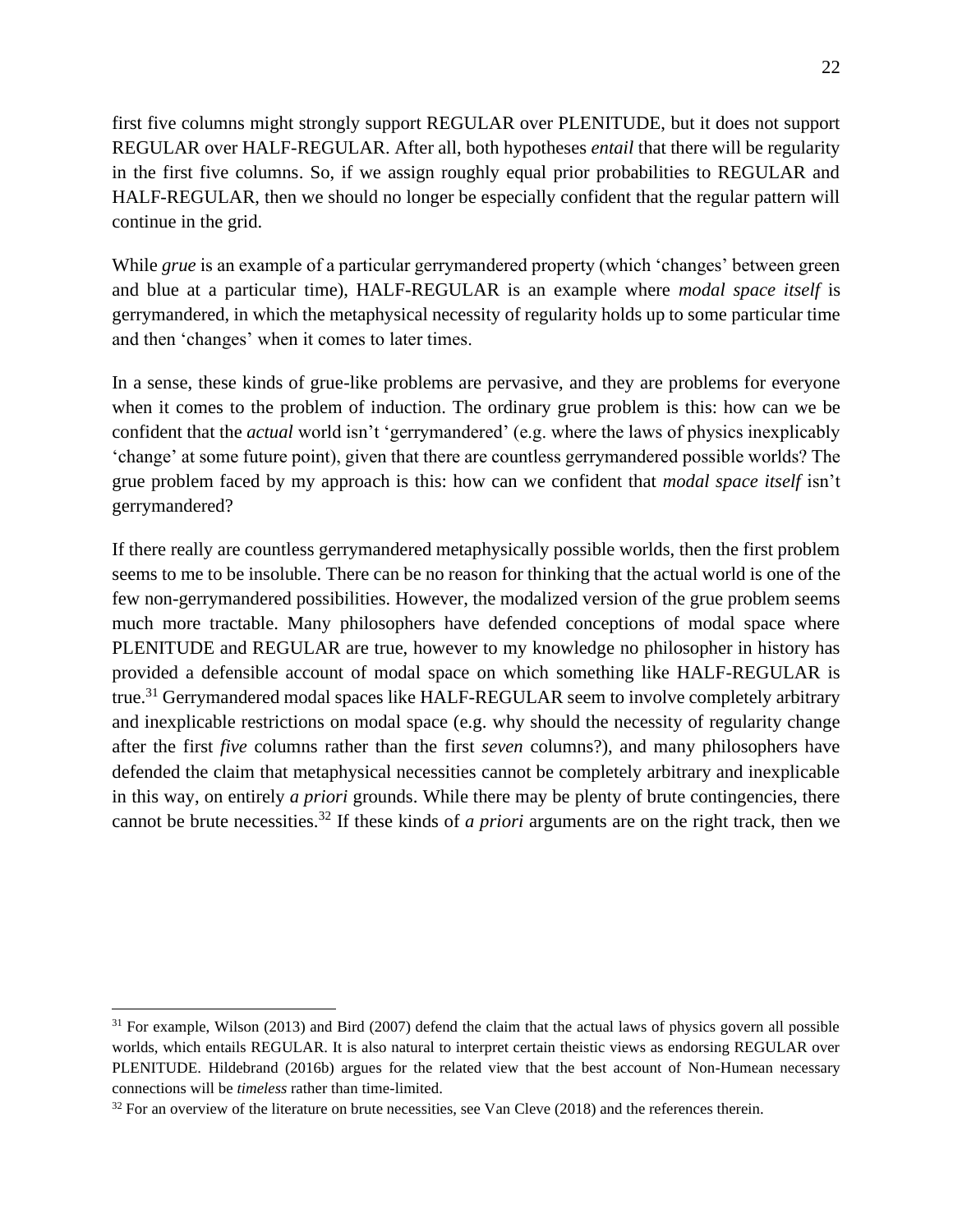first five columns might strongly support REGULAR over PLENITUDE, but it does not support REGULAR over HALF-REGULAR. After all, both hypotheses *entail* that there will be regularity in the first five columns. So, if we assign roughly equal prior probabilities to REGULAR and HALF-REGULAR, then we should no longer be especially confident that the regular pattern will continue in the grid.

While *grue* is an example of a particular gerrymandered property (which 'changes' between green and blue at a particular time), HALF-REGULAR is an example where *modal space itself* is gerrymandered, in which the metaphysical necessity of regularity holds up to some particular time and then 'changes' when it comes to later times.

In a sense, these kinds of grue-like problems are pervasive, and they are problems for everyone when it comes to the problem of induction. The ordinary grue problem is this: how can we be confident that the *actual* world isn't 'gerrymandered' (e.g. where the laws of physics inexplicably 'change' at some future point), given that there are countless gerrymandered possible worlds? The grue problem faced by my approach is this: how can we confident that *modal space itself* isn't gerrymandered?

If there really are countless gerrymandered metaphysically possible worlds, then the first problem seems to me to be insoluble. There can be no reason for thinking that the actual world is one of the few non-gerrymandered possibilities. However, the modalized version of the grue problem seems much more tractable. Many philosophers have defended conceptions of modal space where PLENITUDE and REGULAR are true, however to my knowledge no philosopher in history has provided a defensible account of modal space on which something like HALF-REGULAR is true.[31] Gerrymandered modal spaces like HALF-REGULAR seem to involve completely arbitrary and inexplicable restrictions on modal space (e.g. why should the necessity of regularity change after the first *five* columns rather than the first *seven* columns?), and many philosophers have defended the claim that metaphysical necessities cannot be completely arbitrary and inexplicable in this way, on entirely *a priori* grounds. While there may be plenty of brute contingencies, there cannot be brute necessities.[32] If these kinds of *a priori* arguments are on the right track, then we

[31] For example, Wilson (2013) and Bird (2007) defend the claim that the actual laws of physics govern all possible worlds, which entails REGULAR. It is also natural to interpret certain theistic views as endorsing REGULAR over PLENITUDE. Hildebrand (2016b) argues for the related view that the best account of Non-Humean necessary connections will be *timeless* rather than time-limited.

[32] For an overview of the literature on brute necessities, see Van Cleve (2018) and the references therein.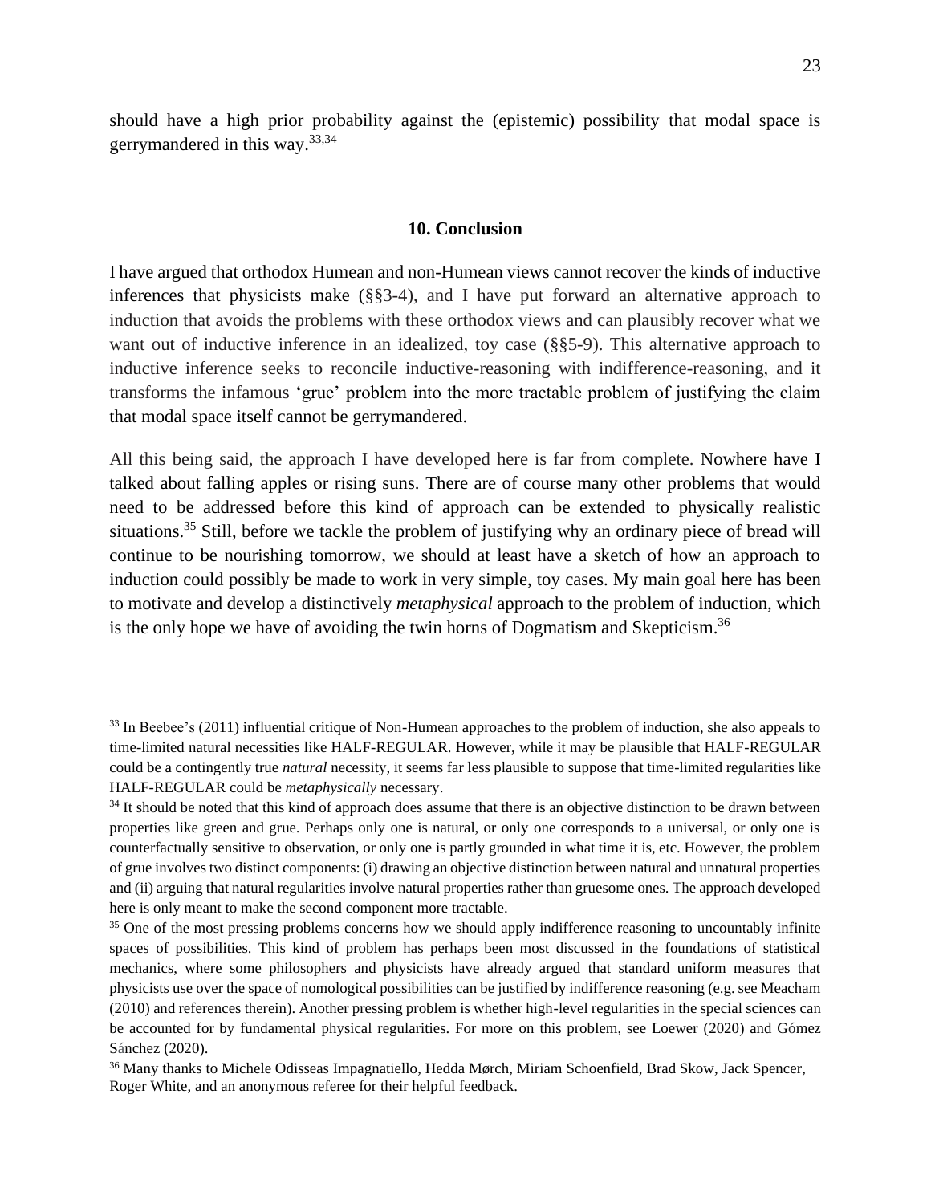should have a high prior probability against the (epistemic) possibility that modal space is gerrymandered in this way.[33,34]

## 10. Conclusion

I have argued that orthodox Humean and non-Humean views cannot recover the kinds of inductive inferences that physicists make (§§3-4), and I have put forward an alternative approach to induction that avoids the problems with these orthodox views and can plausibly recover what we want out of inductive inference in an idealized, toy case (§§5-9). This alternative approach to inductive inference seeks to reconcile inductive-reasoning with indifference-reasoning, and it transforms the infamous 'grue' problem into the more tractable problem of justifying the claim that modal space itself cannot be gerrymandered.

All this being said, the approach I have developed here is far from complete. Nowhere have I talked about falling apples or rising suns. There are of course many other problems that would need to be addressed before this kind of approach can be extended to physically realistic situations.[35] Still, before we tackle the problem of justifying why an ordinary piece of bread will continue to be nourishing tomorrow, we should at least have a sketch of how an approach to induction could possibly be made to work in very simple, toy cases. My main goal here has been to motivate and develop a distinctively *metaphysical* approach to the problem of induction, which is the only hope we have of avoiding the twin horns of Dogmatism and Skepticism.[36]

---

[33] In Beebee's (2011) influential critique of Non-Humean approaches to the problem of induction, she also appeals to time-limited natural necessities like HALF-REGULAR. However, while it may be plausible that HALF-REGULAR could be a contingently true *natural* necessity, it seems far less plausible to suppose that time-limited regularities like HALF-REGULAR could be *metaphysically* necessary.

[34] It should be noted that this kind of approach does assume that there is an objective distinction to be drawn between properties like green and grue. Perhaps only one is natural, or only one corresponds to a universal, or only one is counterfactually sensitive to observation, or only one is partly grounded in what time it is, etc. However, the problem of grue involves two distinct components: (i) drawing an objective distinction between natural and unnatural properties and (ii) arguing that natural regularities involve natural properties rather than gruesome ones. The approach developed here is only meant to make the second component more tractable.

[35] One of the most pressing problems concerns how we should apply indifference reasoning to uncountably infinite spaces of possibilities. This kind of problem has perhaps been most discussed in the foundations of statistical mechanics, where some philosophers and physicists have already argued that standard uniform measures that physicists use over the space of nomological possibilities can be justified by indifference reasoning (e.g. see Meacham (2010) and references therein). Another pressing problem is whether high-level regularities in the special sciences can be accounted for by fundamental physical regularities. For more on this problem, see Loewer (2020) and Gómez Sánchez (2020).

[36] Many thanks to Michele Odisseas Impagnatiello, Hedda Mørch, Miriam Schoenfield, Brad Skow, Jack Spencer, Roger White, and an anonymous referee for their helpful feedback.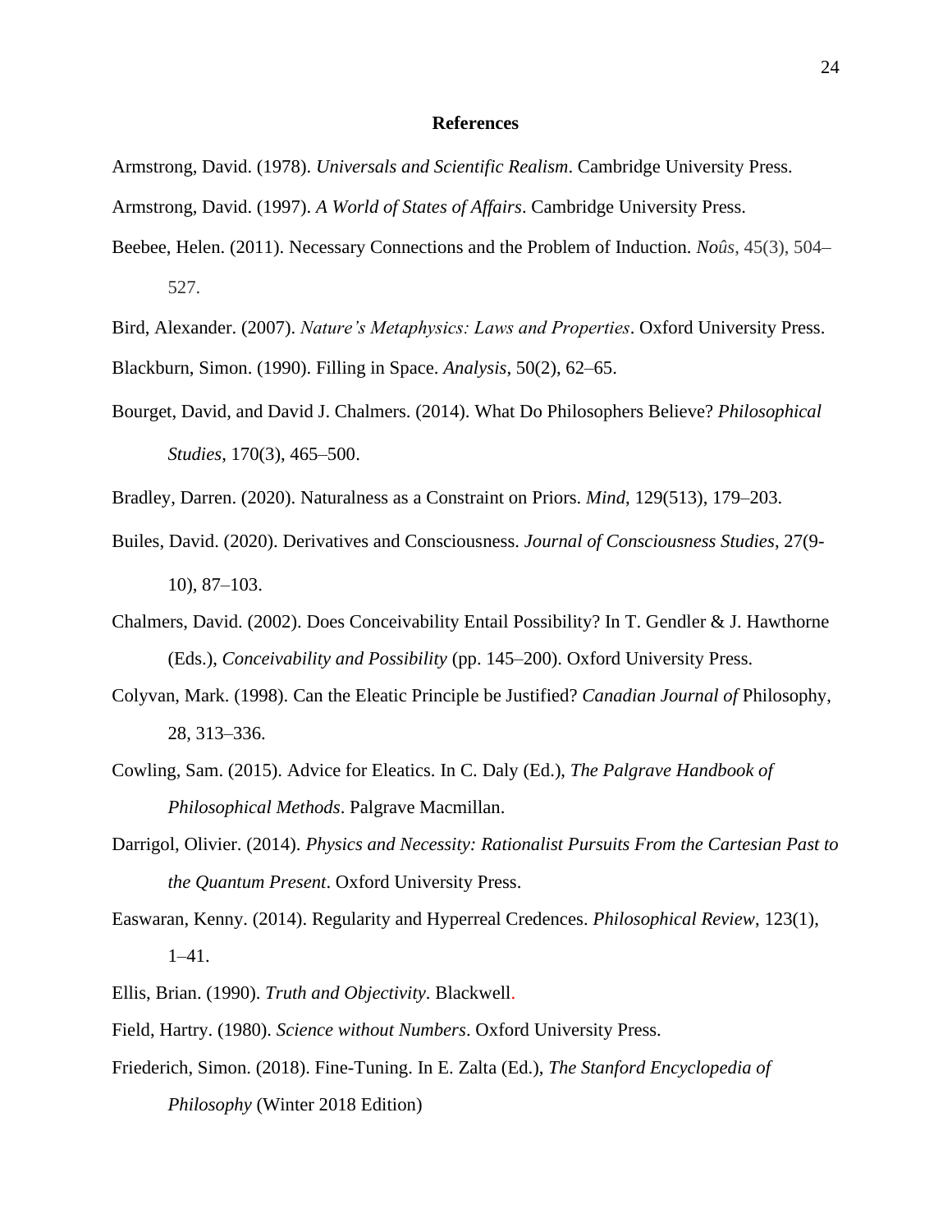# References

Armstrong, David. (1978). *Universals and Scientific Realism*. Cambridge University Press.

Armstrong, David. (1997). *A World of States of Affairs*. Cambridge University Press.

Beebee, Helen. (2011). Necessary Connections and the Problem of Induction. *Noûs*, 45(3), 504–527.

Bird, Alexander. (2007). *Nature's Metaphysics: Laws and Properties*. Oxford University Press.

Blackburn, Simon. (1990). Filling in Space. *Analysis*, 50(2), 62–65.

Bourget, David, and David J. Chalmers. (2014). What Do Philosophers Believe? *Philosophical Studies*, 170(3), 465–500.

Bradley, Darren. (2020). Naturalness as a Constraint on Priors. *Mind*, 129(513), 179–203.

Builes, David. (2020). Derivatives and Consciousness. *Journal of Consciousness Studies*, 27(9-10), 87–103.

Chalmers, David. (2002). Does Conceivability Entail Possibility? In T. Gendler & J. Hawthorne (Eds.), *Conceivability and Possibility* (pp. 145–200). Oxford University Press.

Colyvan, Mark. (1998). Can the Eleatic Principle be Justified? *Canadian Journal of* Philosophy, 28, 313–336.

Cowling, Sam. (2015). Advice for Eleatics. In C. Daly (Ed.), *The Palgrave Handbook of Philosophical Methods*. Palgrave Macmillan.

Darrigol, Olivier. (2014). *Physics and Necessity: Rationalist Pursuits From the Cartesian Past to the Quantum Present*. Oxford University Press.

Easwaran, Kenny. (2014). Regularity and Hyperreal Credences. *Philosophical Review*, 123(1), 1–41.

Ellis, Brian. (1990). *Truth and Objectivity*. Blackwell.

Field, Hartry. (1980). *Science without Numbers*. Oxford University Press.

Friederich, Simon. (2018). Fine-Tuning. In E. Zalta (Ed.), *The Stanford Encyclopedia of Philosophy* (Winter 2018 Edition)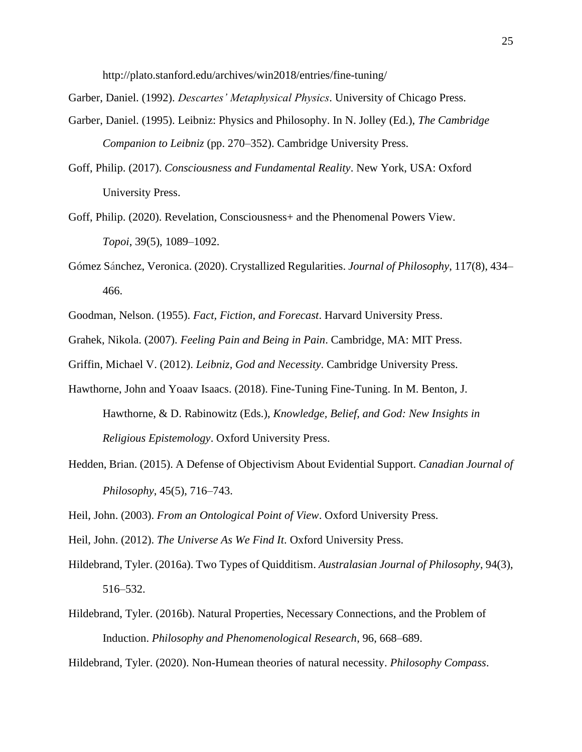http://plato.stanford.edu/archives/win2018/entries/fine-tuning/

Garber, Daniel. (1992). *Descartes' Metaphysical Physics*. University of Chicago Press.

Garber, Daniel. (1995). Leibniz: Physics and Philosophy. In N. Jolley (Ed.), *The Cambridge Companion to Leibniz* (pp. 270–352). Cambridge University Press.

Goff, Philip. (2017). *Consciousness and Fundamental Reality*. New York, USA: Oxford University Press.

Goff, Philip. (2020). Revelation, Consciousness+ and the Phenomenal Powers View. *Topoi*, 39(5), 1089–1092.

Gómez Sánchez, Veronica. (2020). Crystallized Regularities. *Journal of Philosophy*, 117(8), 434–466.

Goodman, Nelson. (1955). *Fact, Fiction, and Forecast*. Harvard University Press.

Grahek, Nikola. (2007). *Feeling Pain and Being in Pain*. Cambridge, MA: MIT Press.

Griffin, Michael V. (2012). *Leibniz, God and Necessity*. Cambridge University Press.

Hawthorne, John and Yoaav Isaacs. (2018). Fine-Tuning Fine-Tuning. In M. Benton, J. Hawthorne, & D. Rabinowitz (Eds.), *Knowledge, Belief, and God: New Insights in Religious Epistemology*. Oxford University Press.

Hedden, Brian. (2015). A Defense of Objectivism About Evidential Support. *Canadian Journal of Philosophy*, 45(5), 716–743.

Heil, John. (2003). *From an Ontological Point of View*. Oxford University Press.

Heil, John. (2012). *The Universe As We Find It*. Oxford University Press.

Hildebrand, Tyler. (2016a). Two Types of Quidditism. *Australasian Journal of Philosophy*, 94(3), 516–532.

Hildebrand, Tyler. (2016b). Natural Properties, Necessary Connections, and the Problem of Induction. *Philosophy and Phenomenological Research*, 96, 668–689.

Hildebrand, Tyler. (2020). Non-Humean theories of natural necessity. *Philosophy Compass*.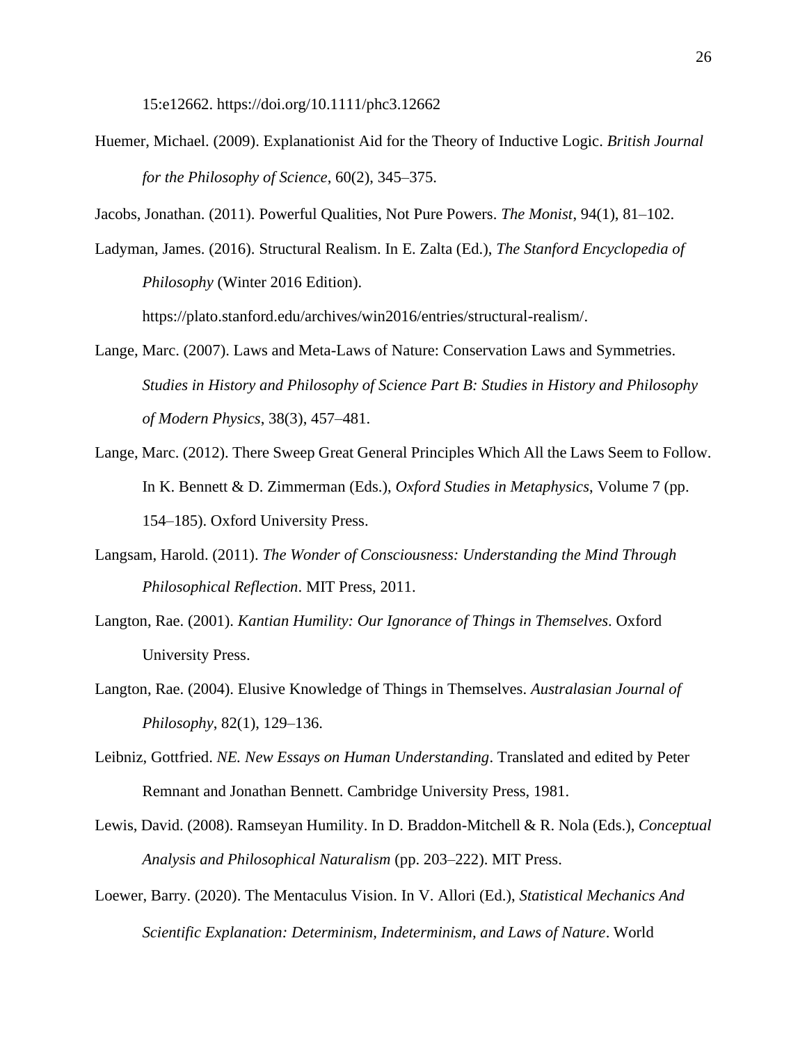15:e12662. https://doi.org/10.1111/phc3.12662

Huemer, Michael. (2009). Explanationist Aid for the Theory of Inductive Logic. *British Journal for the Philosophy of Science*, 60(2), 345–375.

Jacobs, Jonathan. (2011). Powerful Qualities, Not Pure Powers. *The Monist*, 94(1), 81–102.

Ladyman, James. (2016). Structural Realism. In E. Zalta (Ed.), *The Stanford Encyclopedia of Philosophy* (Winter 2016 Edition). https://plato.stanford.edu/archives/win2016/entries/structural-realism/.

Lange, Marc. (2007). Laws and Meta-Laws of Nature: Conservation Laws and Symmetries. *Studies in History and Philosophy of Science Part B: Studies in History and Philosophy of Modern Physics*, 38(3), 457–481.

Lange, Marc. (2012). There Sweep Great General Principles Which All the Laws Seem to Follow. In K. Bennett & D. Zimmerman (Eds.), *Oxford Studies in Metaphysics*, Volume 7 (pp. 154–185). Oxford University Press.

Langsam, Harold. (2011). *The Wonder of Consciousness: Understanding the Mind Through Philosophical Reflection*. MIT Press, 2011.

Langton, Rae. (2001). *Kantian Humility: Our Ignorance of Things in Themselves*. Oxford University Press.

Langton, Rae. (2004). Elusive Knowledge of Things in Themselves. *Australasian Journal of Philosophy*, 82(1), 129–136.

Leibniz, Gottfried. *NE. New Essays on Human Understanding*. Translated and edited by Peter Remnant and Jonathan Bennett. Cambridge University Press, 1981.

Lewis, David. (2008). Ramseyan Humility. In D. Braddon-Mitchell & R. Nola (Eds.), *Conceptual Analysis and Philosophical Naturalism* (pp. 203–222). MIT Press.

Loewer, Barry. (2020). The Mentaculus Vision. In V. Allori (Ed.), *Statistical Mechanics And Scientific Explanation: Determinism, Indeterminism, and Laws of Nature*. World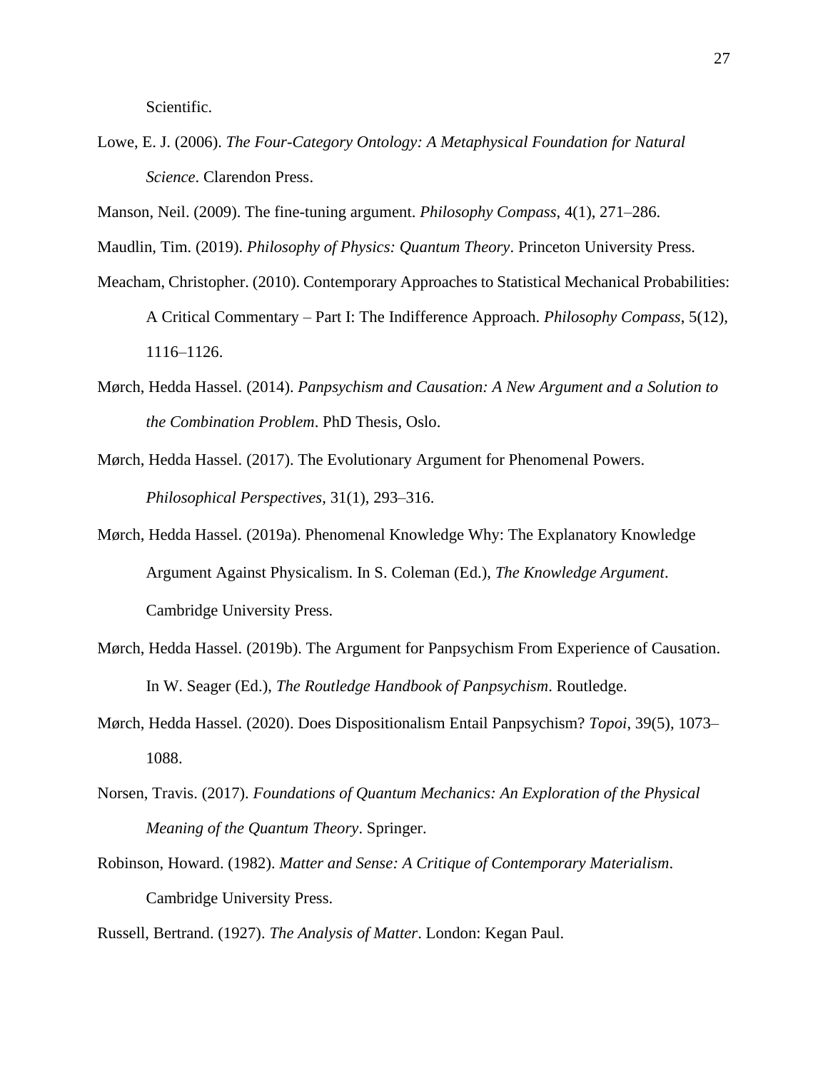Scientific.

Lowe, E. J. (2006). *The Four-Category Ontology: A Metaphysical Foundation for Natural Science*. Clarendon Press.

Manson, Neil. (2009). The fine-tuning argument. *Philosophy Compass*, 4(1), 271–286.

Maudlin, Tim. (2019). *Philosophy of Physics: Quantum Theory*. Princeton University Press.

Meacham, Christopher. (2010). Contemporary Approaches to Statistical Mechanical Probabilities: A Critical Commentary – Part I: The Indifference Approach. *Philosophy Compass*, 5(12), 1116–1126.

Mørch, Hedda Hassel. (2014). *Panpsychism and Causation: A New Argument and a Solution to the Combination Problem*. PhD Thesis, Oslo.

Mørch, Hedda Hassel. (2017). The Evolutionary Argument for Phenomenal Powers. *Philosophical Perspectives*, 31(1), 293–316.

Mørch, Hedda Hassel. (2019a). Phenomenal Knowledge Why: The Explanatory Knowledge Argument Against Physicalism. In S. Coleman (Ed.), *The Knowledge Argument*. Cambridge University Press.

Mørch, Hedda Hassel. (2019b). The Argument for Panpsychism From Experience of Causation. In W. Seager (Ed.), *The Routledge Handbook of Panpsychism*. Routledge.

Mørch, Hedda Hassel. (2020). Does Dispositionalism Entail Panpsychism? *Topoi*, 39(5), 1073–1088.

Norsen, Travis. (2017). *Foundations of Quantum Mechanics: An Exploration of the Physical Meaning of the Quantum Theory*. Springer.

Robinson, Howard. (1982). *Matter and Sense: A Critique of Contemporary Materialism*. Cambridge University Press.

Russell, Bertrand. (1927). *The Analysis of Matter*. London: Kegan Paul.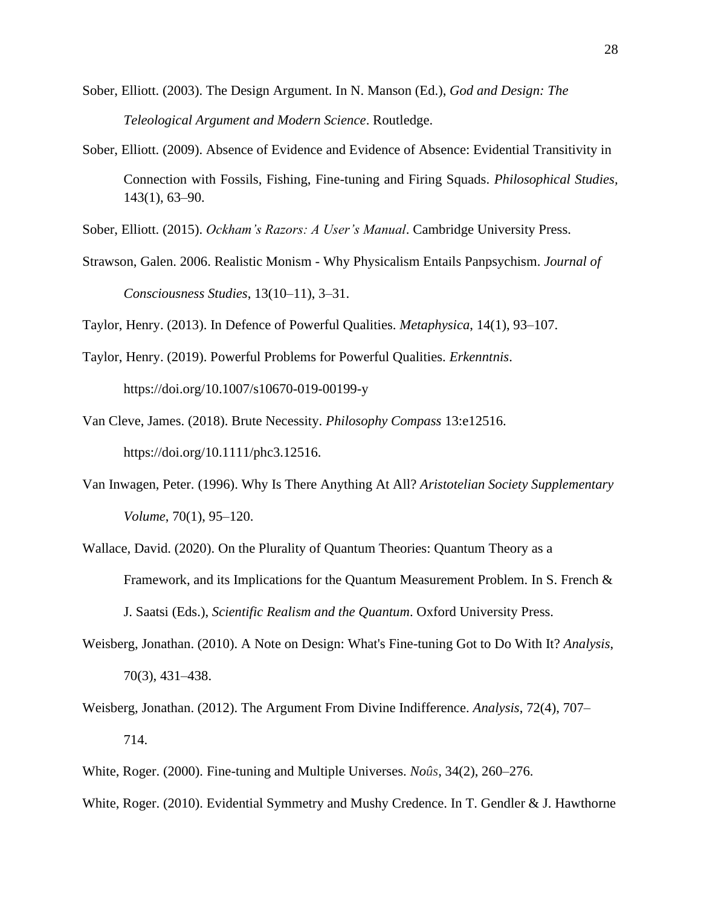Sober, Elliott. (2003). The Design Argument. In N. Manson (Ed.), *God and Design: The Teleological Argument and Modern Science*. Routledge.

Sober, Elliott. (2009). Absence of Evidence and Evidence of Absence: Evidential Transitivity in Connection with Fossils, Fishing, Fine-tuning and Firing Squads. *Philosophical Studies*, 143(1), 63–90.

Sober, Elliott. (2015). *Ockham's Razors: A User's Manual*. Cambridge University Press.

Strawson, Galen. 2006. Realistic Monism - Why Physicalism Entails Panpsychism. *Journal of Consciousness Studies*, 13(10–11), 3–31.

Taylor, Henry. (2013). In Defence of Powerful Qualities. *Metaphysica*, 14(1), 93–107.

Taylor, Henry. (2019). Powerful Problems for Powerful Qualities. *Erkenntnis*. https://doi.org/10.1007/s10670-019-00199-y

Van Cleve, James. (2018). Brute Necessity. *Philosophy Compass* 13:e12516. https://doi.org/10.1111/phc3.12516.

Van Inwagen, Peter. (1996). Why Is There Anything At All? *Aristotelian Society Supplementary Volume*, 70(1), 95–120.

Wallace, David. (2020). On the Plurality of Quantum Theories: Quantum Theory as a Framework, and its Implications for the Quantum Measurement Problem. In S. French & J. Saatsi (Eds.), *Scientific Realism and the Quantum*. Oxford University Press.

Weisberg, Jonathan. (2010). A Note on Design: What's Fine-tuning Got to Do With It? *Analysis*, 70(3), 431–438.

Weisberg, Jonathan. (2012). The Argument From Divine Indifference. *Analysis*, 72(4), 707–714.

White, Roger. (2000). Fine-tuning and Multiple Universes. *Noûs*, 34(2), 260–276.

White, Roger. (2010). Evidential Symmetry and Mushy Credence. In T. Gendler & J. Hawthorne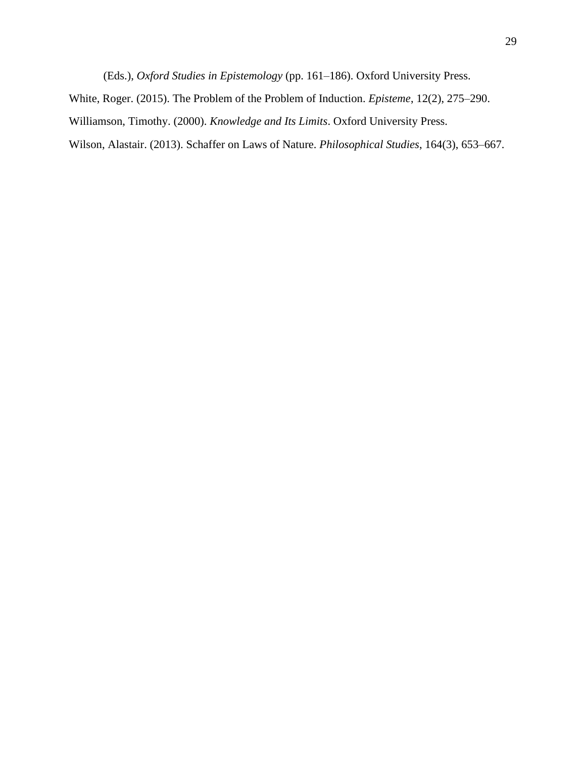(Eds.), *Oxford Studies in Epistemology* (pp. 161–186). Oxford University Press.

White, Roger. (2015). The Problem of the Problem of Induction. *Episteme*, 12(2), 275–290.

Williamson, Timothy. (2000). *Knowledge and Its Limits*. Oxford University Press.

Wilson, Alastair. (2013). Schaffer on Laws of Nature. *Philosophical Studies*, 164(3), 653–667.